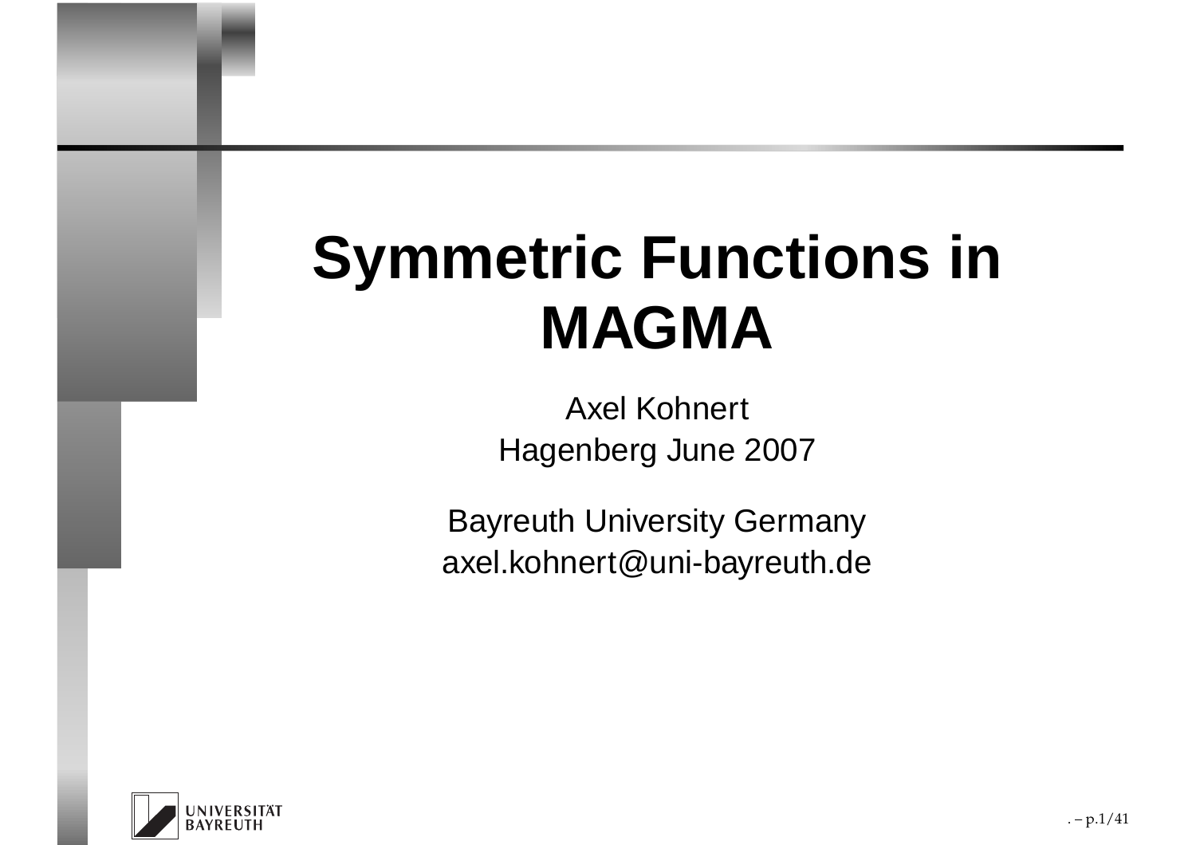# Symmetric Functions in MAGMA

Axel Kohnert

Hagenberg June 2007

Bayreuth University Germany

axel.kohnert@uni-bayreuth.de

UNIVERSITÄT BAYREUTH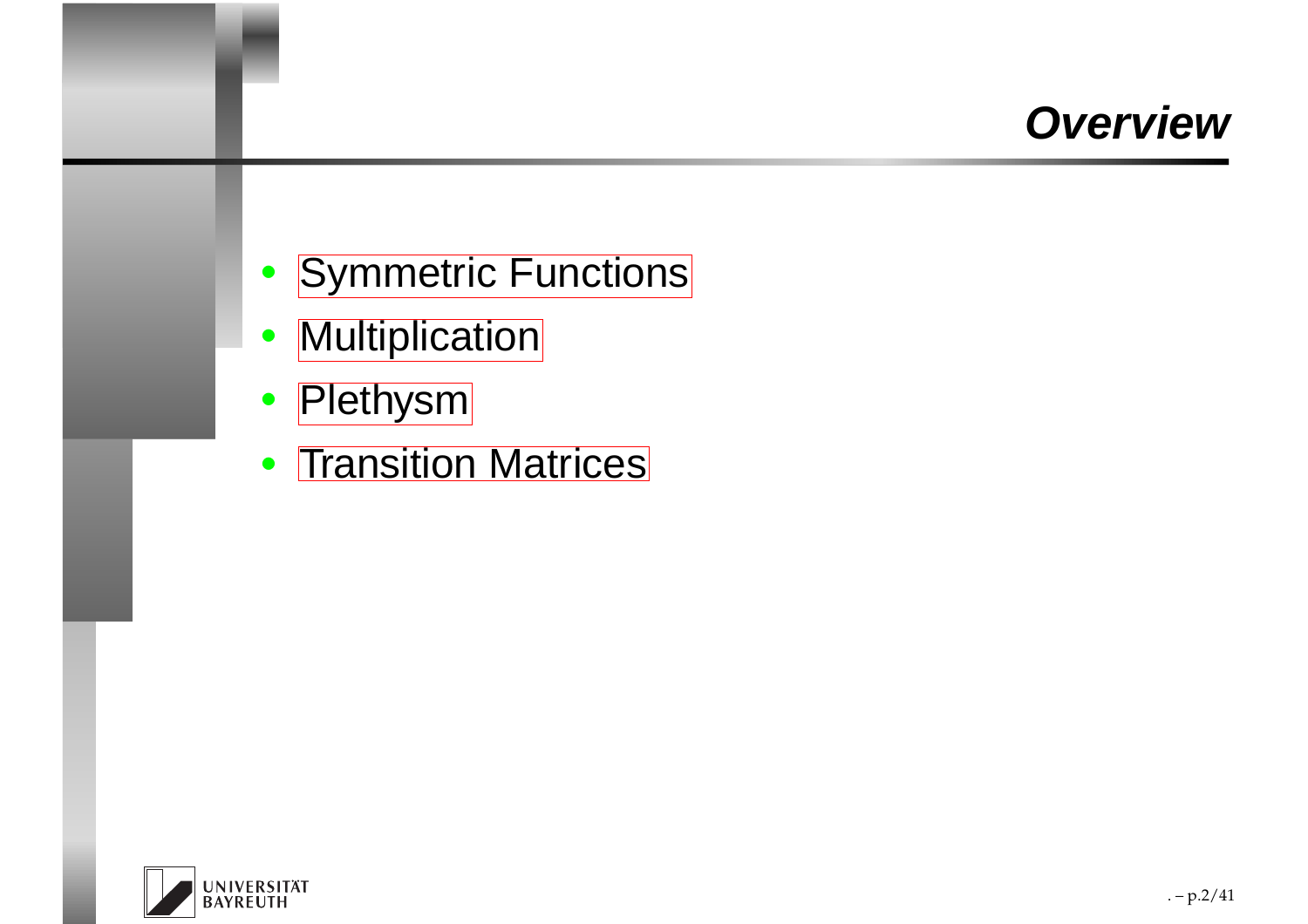# Overview

- Symmetric Functions
- Multiplication
- Plethysm
- Transition Matrices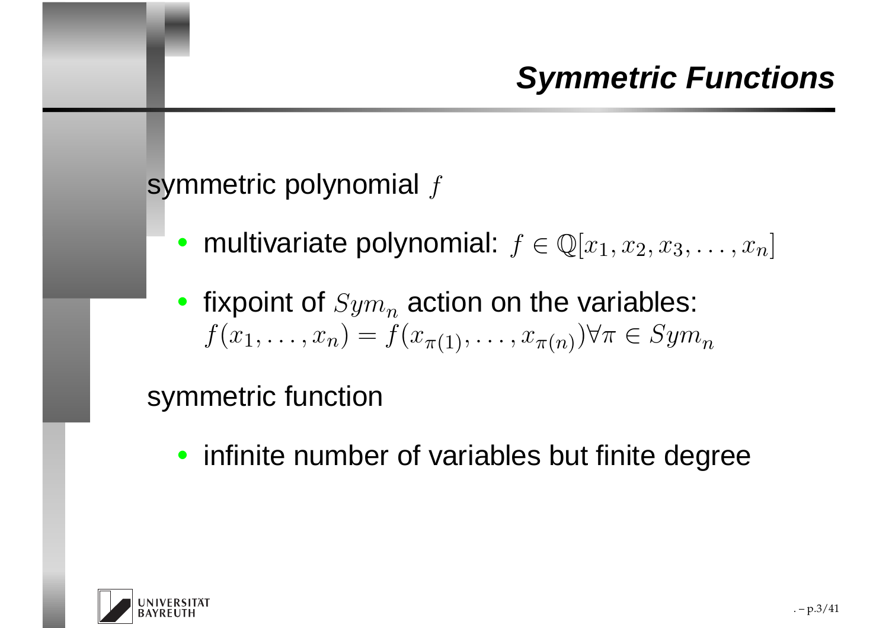# Symmetric Functions

symmetric polynomial $f$

- multivariate polynomial: $f \in \mathbb{Q}[x_1, x_2, x_3, \ldots, x_n]$
- fixpoint of $Sym_n$ action on the variables: $f(x_1, \ldots, x_n) = f(x_{\pi(1)}, \ldots, x_{\pi(n)}) \forall \pi \in Sym_n$

symmetric function

- infinite number of variables but finite degree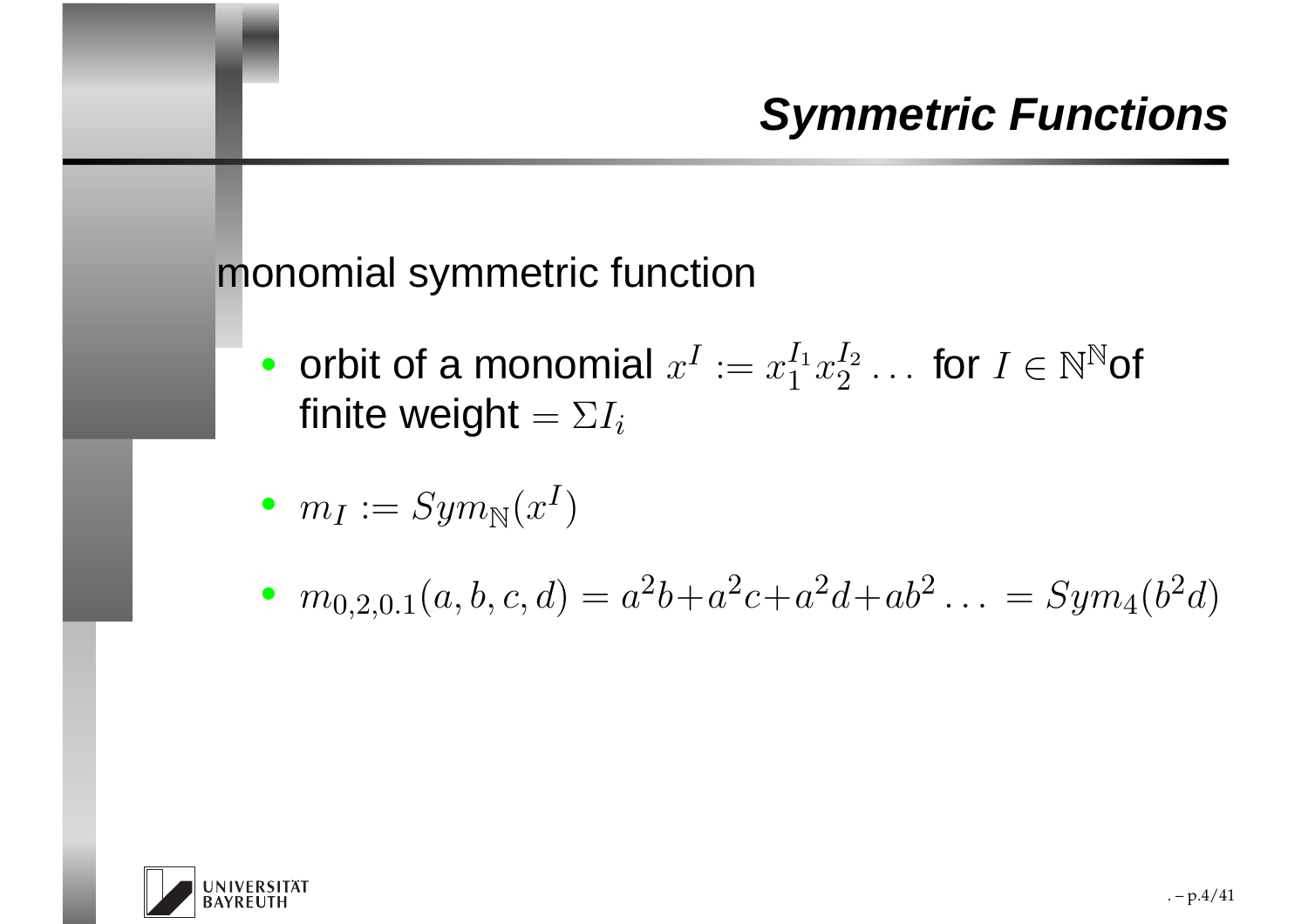# Symmetric Functions

monomial symmetric function

- orbit of a monomial $x^I := x_1^{I_1} x_2^{I_2} \ldots$ for $I \in \mathbb{N}^{\mathbb{N}}$of finite weight $= \Sigma I_i$
- $m_I := Sym_{\mathbb{N}}(x^I)$
- $m_{0,2,0.1}(a,b,c,d) = a^2b + a^2c + a^2d + ab^2 \ldots = Sym_4(b^2d)$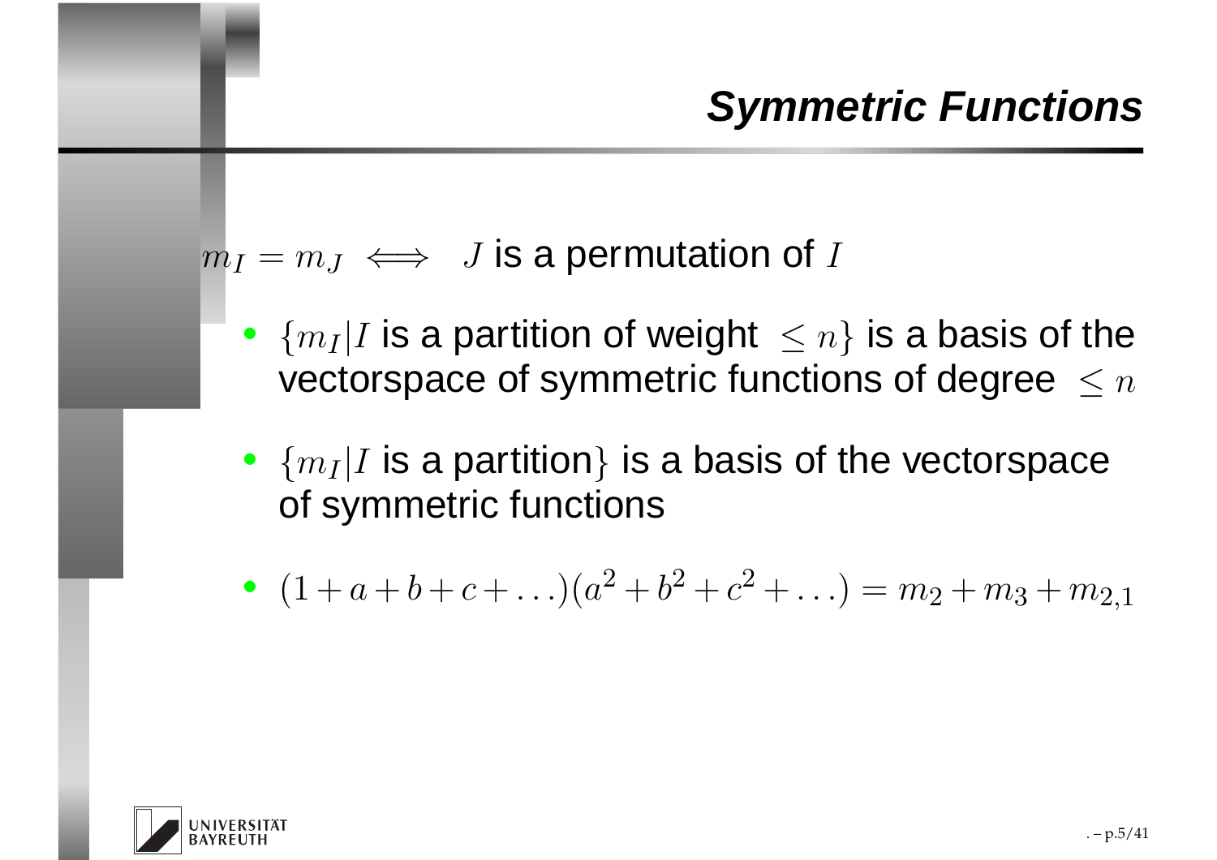# Symmetric Functions

$m_I = m_J \iff J$ is a permutation of $I$

- $\{m_I | I$ is a partition of weight $\leq n\}$ is a basis of the vectorspace of symmetric functions of degree $\leq n$
- $\{m_I | I$ is a partition$\}$ is a basis of the vectorspace of symmetric functions
- $(1 + a + b + c + \ldots)(a^2 + b^2 + c^2 + \ldots) = m_2 + m_3 + m_{2,1}$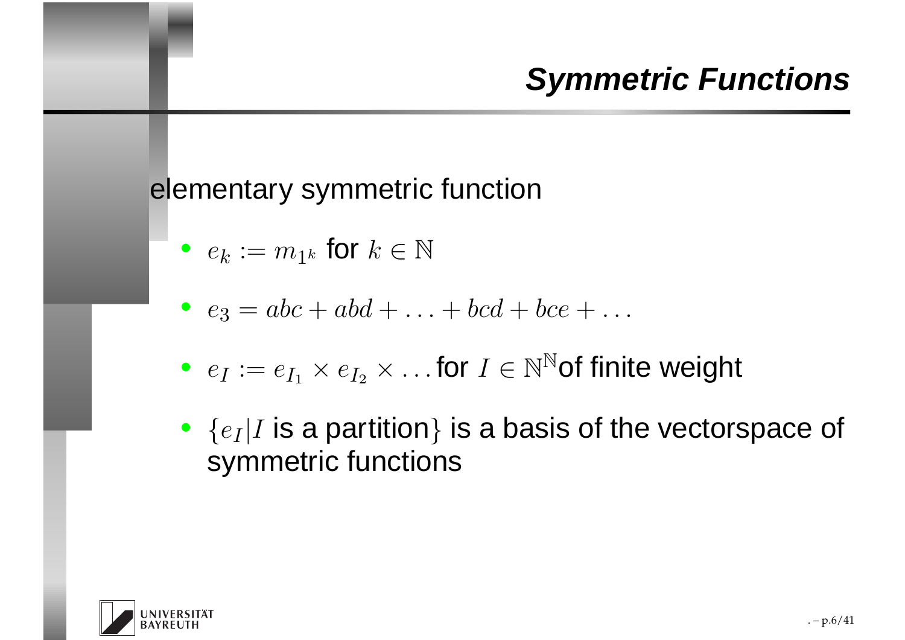# Symmetric Functions

elementary symmetric function

- $e_k := m_{1^k}$ for $k \in \mathbb{N}$
- $e_3 = abc + abd + \ldots + bcd + bce + \ldots$
- $e_I := e_{I_1} \times e_{I_2} \times \ldots$ for $I \in \mathbb{N}^{\mathbb{N}}$ of finite weight
- $\{e_I | I$ is a partition$\}$ is a basis of the vectorspace of symmetric functions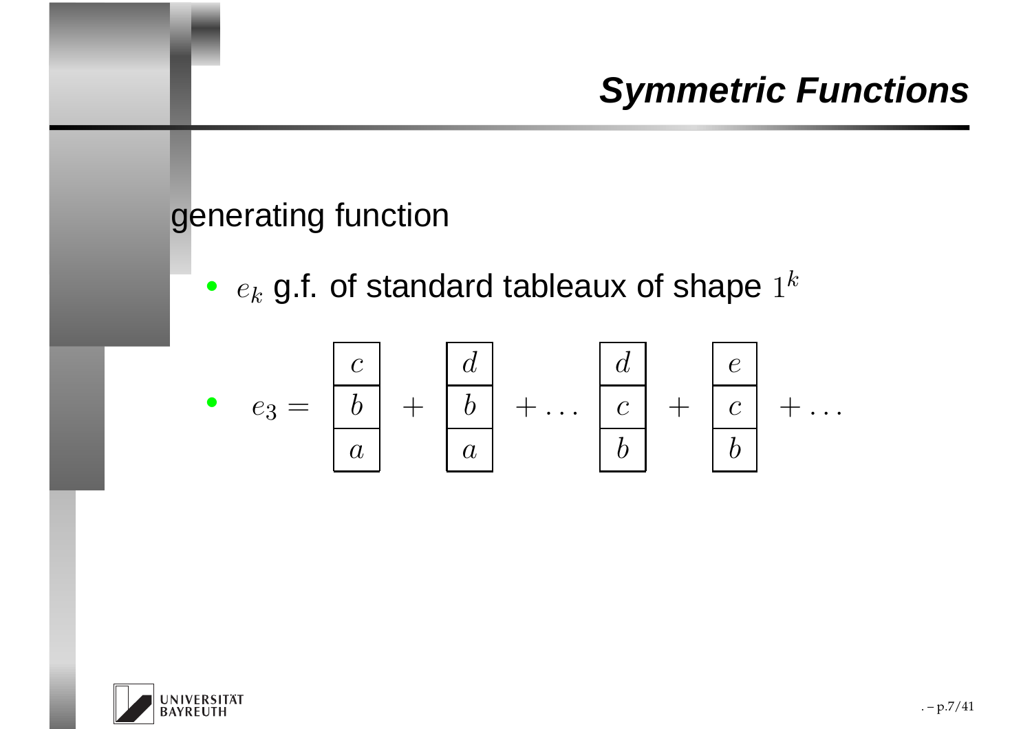# Symmetric Functions

generating function

- $e_k$ g.f. of standard tableaux of shape $1^k$
- $$e_3 = \begin{array}{|c|}\hline c \\ \hline b \\ \hline a \\ \hline\end{array} + \begin{array}{|c|}\hline d \\ \hline b \\ \hline a \\ \hline\end{array} + \dots \begin{array}{|c|}\hline d \\ \hline c \\ \hline b \\ \hline\end{array} + \begin{array}{|c|}\hline e \\ \hline c \\ \hline b \\ \hline\end{array} + \dots$$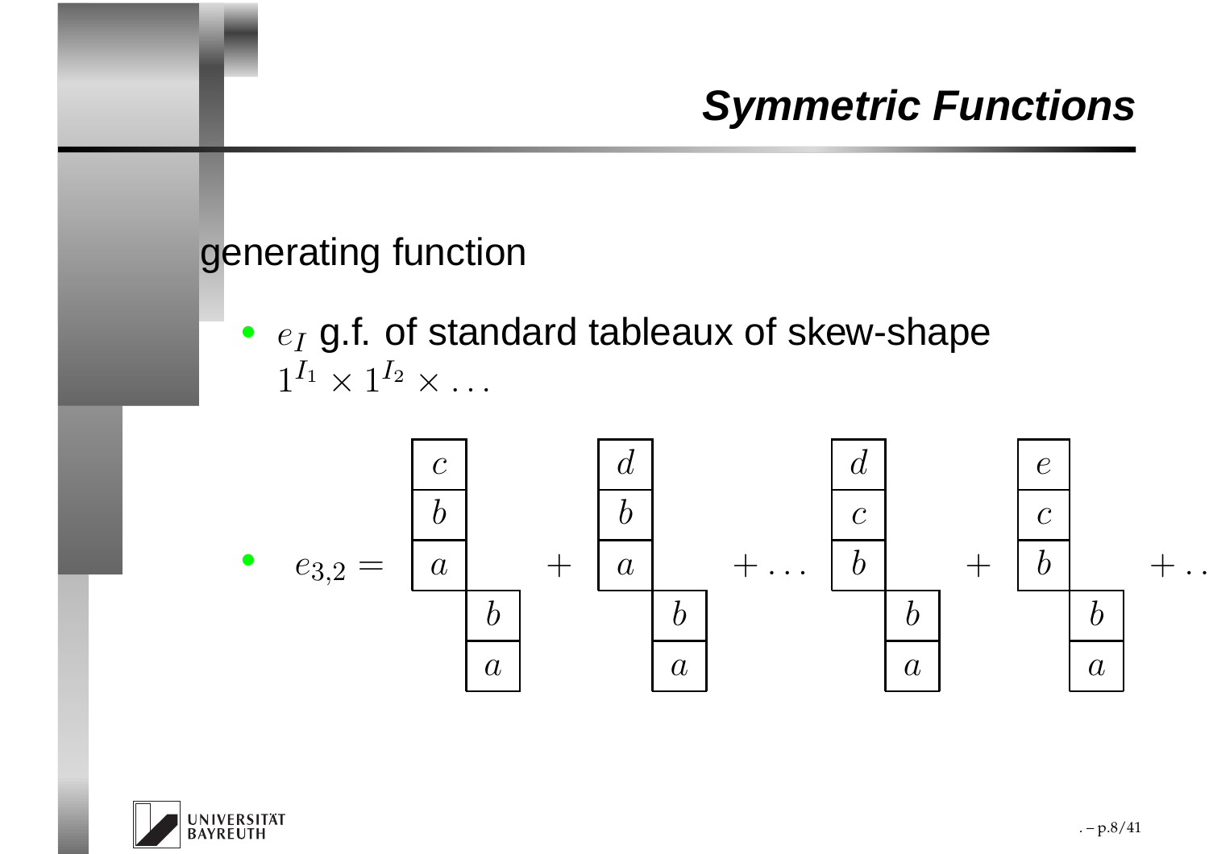## Symmetric Functions

generating function

- $e_I$ g.f. of standard tableaux of skew-shape $1^{I_1} \times 1^{I_2} \times \dots$

- $$e_{3,2} = \begin{array}{cc} c & \\ b & \\ a & \\ & b \\ & a \end{array} + \begin{array}{cc} d & \\ b & \\ a & \\ & b \\ & a \end{array} + \dots \begin{array}{cc} d & \\ c & \\ b & \\ & b \\ & a \end{array} + \begin{array}{cc} e & \\ c & \\ b & \\ & b \\ & a \end{array} + \dots$$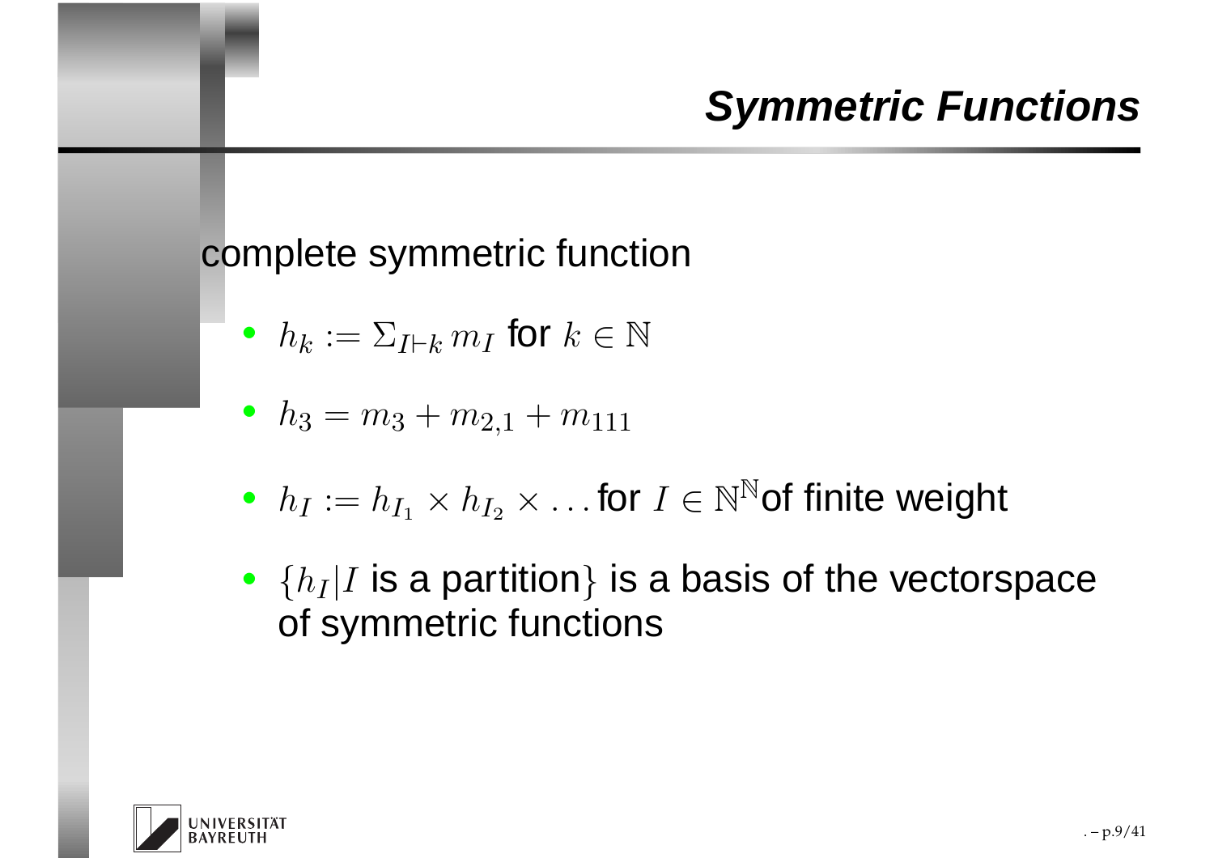# Symmetric Functions

complete symmetric function

- $h_k := \Sigma_{I \vdash k} m_I$ for $k \in \mathbb{N}$
- $h_3 = m_3 + m_{2,1} + m_{111}$
- $h_I := h_{I_1} \times h_{I_2} \times \ldots$ for $I \in \mathbb{N}^{\mathbb{N}}$ of finite weight
- $\{h_I | I$ is a partition$\}$ is a basis of the vectorspace of symmetric functions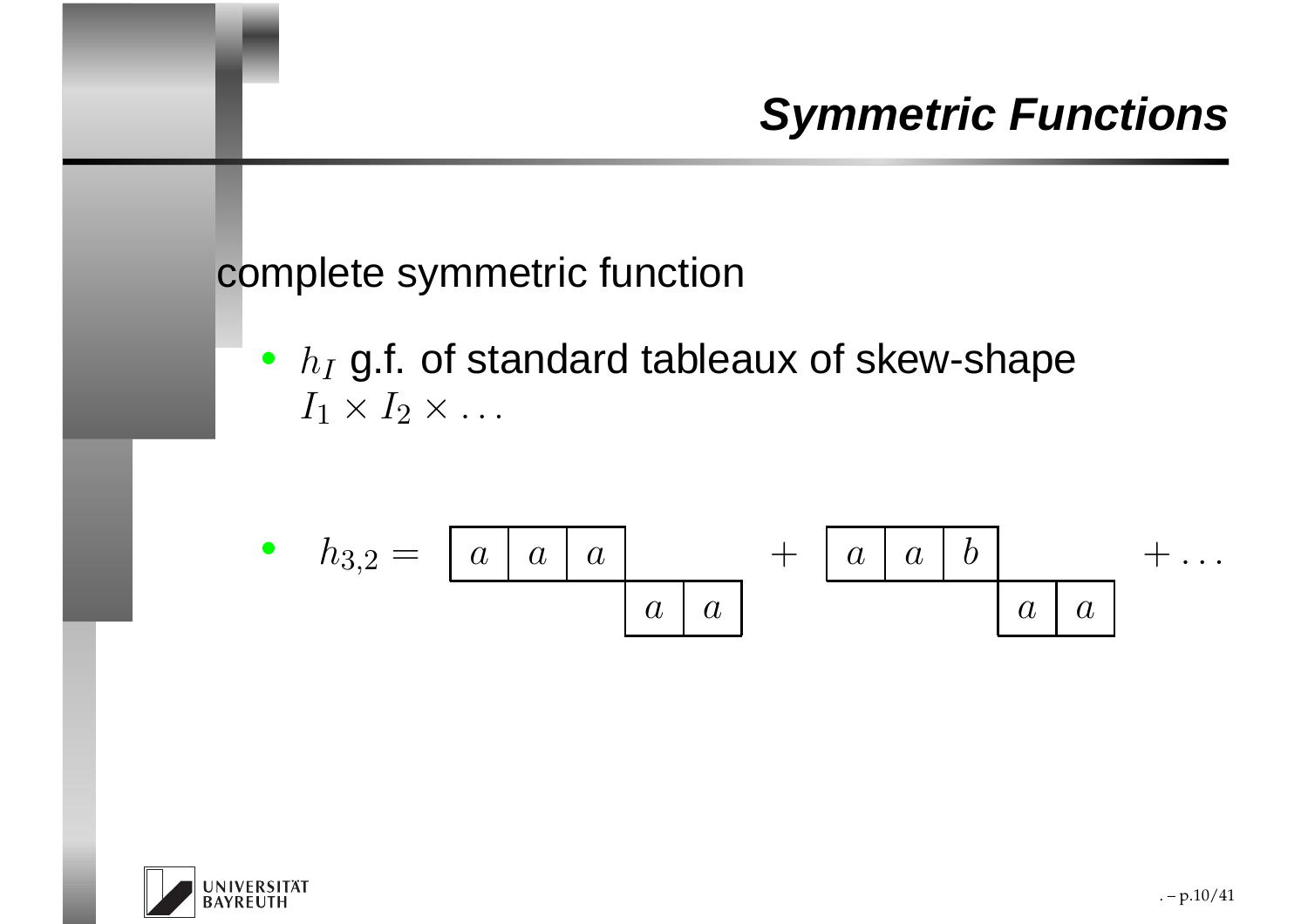# Symmetric Functions

complete symmetric function

- $h_I$ g.f. of standard tableaux of skew-shape $I_1 \times I_2 \times \ldots$

- $h_{3,2} =$ 

$$\begin{array}{|c|c|c|cc}\hline a & a & a & \multicolumn{2}{c}{} \\ \hline \multicolumn{3}{c|}{} & a & \multicolumn{1}{|c|}{a} \\ \cline{4-5}\end{array} + \begin{array}{|c|c|c|cc}\hline a & a & b & \multicolumn{2}{c}{} \\ \hline \multicolumn{3}{c|}{} & a & \multicolumn{1}{|c|}{a} \\ \cline{4-5}\end{array} + \ldots$$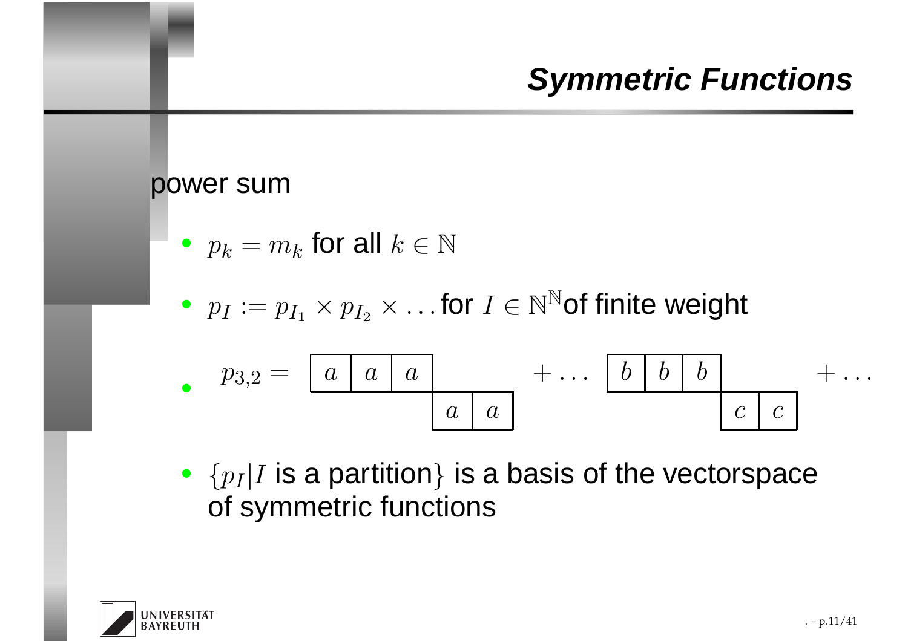## Symmetric Functions

power sum

- $p_k = m_k$ for all $k \in \mathbb{N}$
- $p_I := p_{I_1} \times p_{I_2} \times \ldots$ for $I \in \mathbb{N}^{\mathbb{N}}$ of finite weight
- $$p_{3,2} = \begin{array}{|c|c|c|cc} \hline a & a & a & & \\ \hline & & & \multicolumn{1}{|c|}{a} & \multicolumn{1}{c|}{a} \\ \cline{4-5} \end{array} + \ldots \begin{array}{|c|c|c|cc} \hline b & b & b & & \\ \hline & & & \multicolumn{1}{|c|}{c} & \multicolumn{1}{c|}{c} \\ \cline{4-5} \end{array} + \ldots$$
- $\{p_I | I$ is a partition$\}$ is a basis of the vectorspace of symmetric functions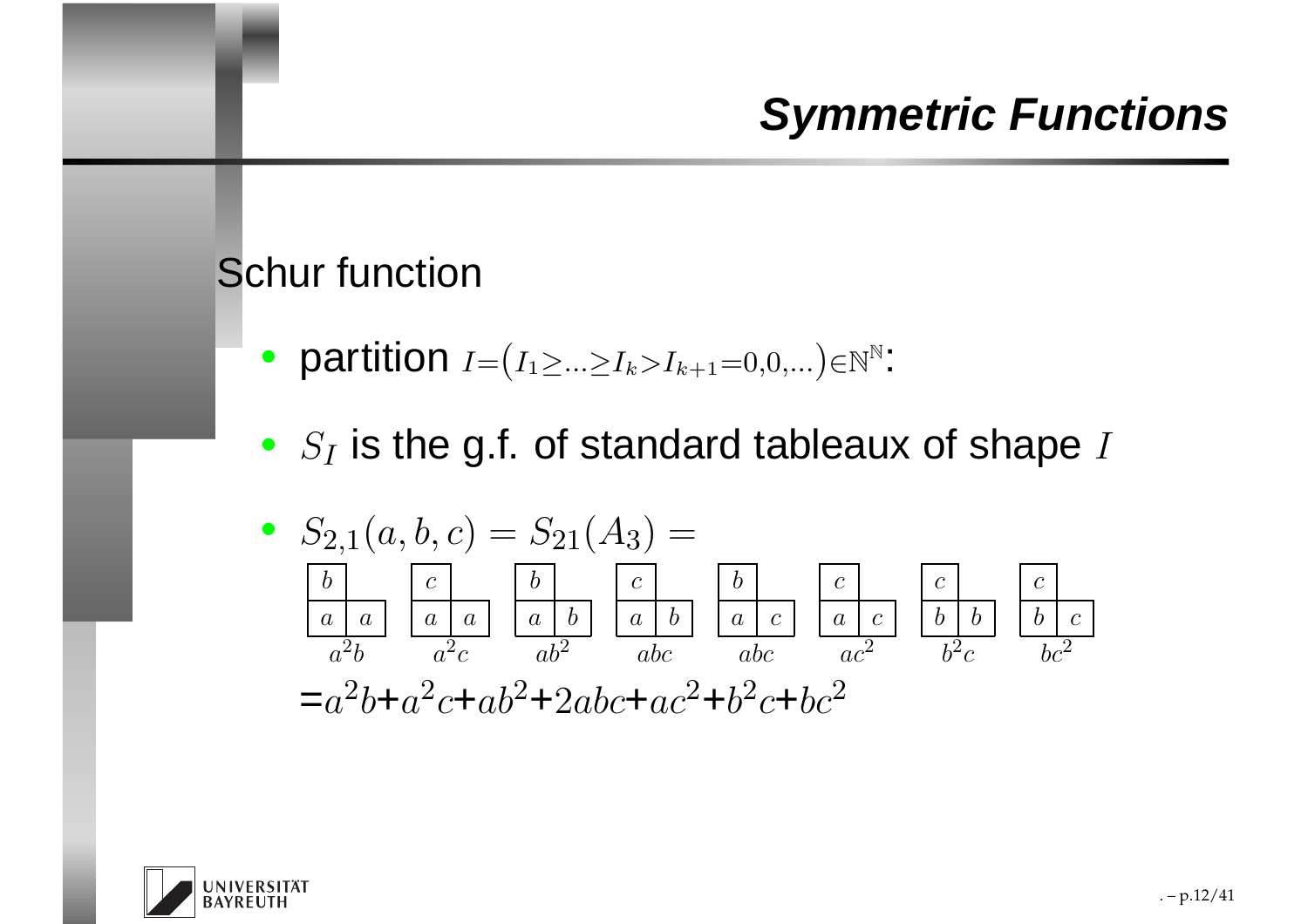## Symmetric Functions

Schur function

- partition $I=(I_1\geq\ldots\geq I_k>I_{k+1}=0,0,\ldots)\in\mathbb{N}^{\mathbb{N}}$:
- $S_I$ is the g.f. of standard tableaux of shape $I$
- $S_{2,1}(a,b,c) = S_{21}(A_3) =$

$$\begin{array}{|c|c}\hline b & \\ \hline a & a \\ \hline \end{array} \quad \begin{array}{|c|c}\hline c & \\ \hline a & a \\ \hline \end{array} \quad \begin{array}{|c|c}\hline b & \\ \hline a & b \\ \hline \end{array} \quad \begin{array}{|c|c}\hline c & \\ \hline a & b \\ \hline \end{array} \quad \begin{array}{|c|c}\hline b & \\ \hline a & c \\ \hline \end{array} \quad \begin{array}{|c|c}\hline c & \\ \hline a & c \\ \hline \end{array} \quad \begin{array}{|c|c}\hline c & \\ \hline b & b \\ \hline \end{array} \quad \begin{array}{|c|c}\hline c & \\ \hline b & c \\ \hline \end{array}$$

$$a^2b \qquad a^2c \qquad ab^2 \qquad abc \qquad abc \qquad ac^2 \qquad b^2c \qquad bc^2$$

$=a^2b+a^2c+ab^2+2abc+ac^2+b^2c+bc^2$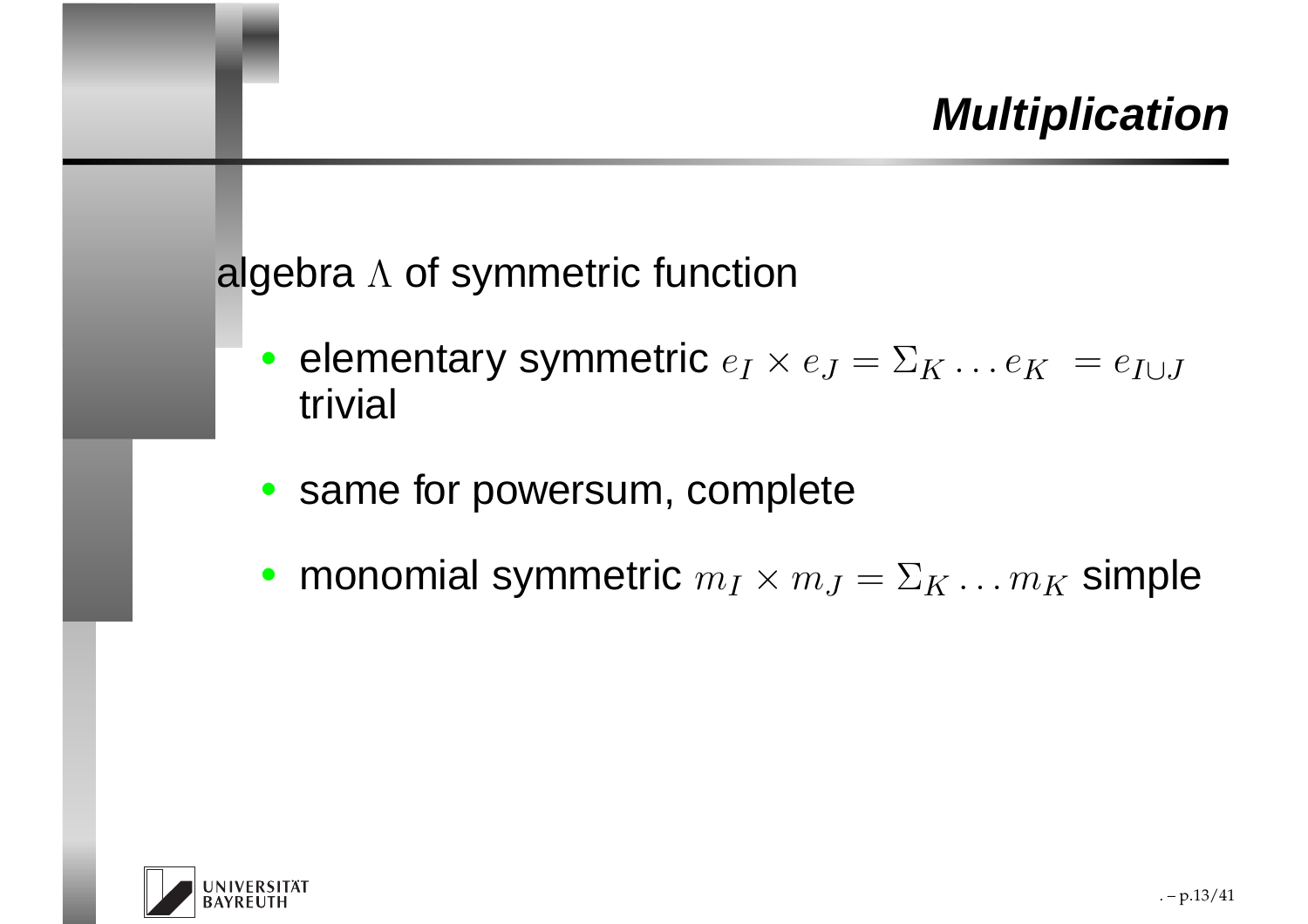# Multiplication

algebra $\Lambda$ of symmetric function

- elementary symmetric $e_I \times e_J = \Sigma_K \ldots e_K \ = e_{I \cup J}$ trivial
- same for powersum, complete
- monomial symmetric $m_I \times m_J = \Sigma_K \ldots m_K$ simple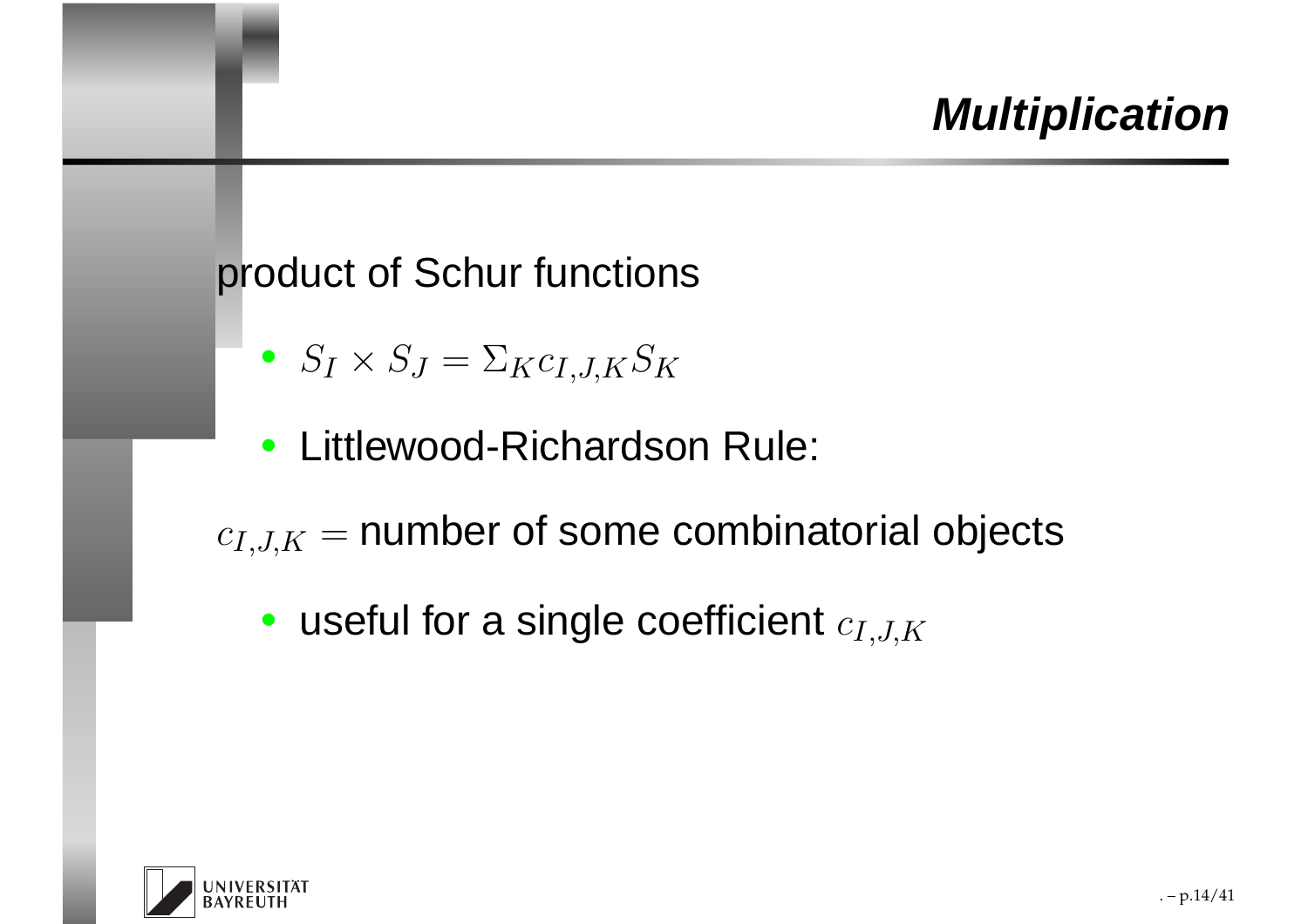# Multiplication

product of Schur functions

- $S_I \times S_J = \Sigma_K c_{I,J,K} S_K$
- Littlewood-Richardson Rule:

$c_{I,J,K} =$ number of some combinatorial objects

- useful for a single coefficient $c_{I,J,K}$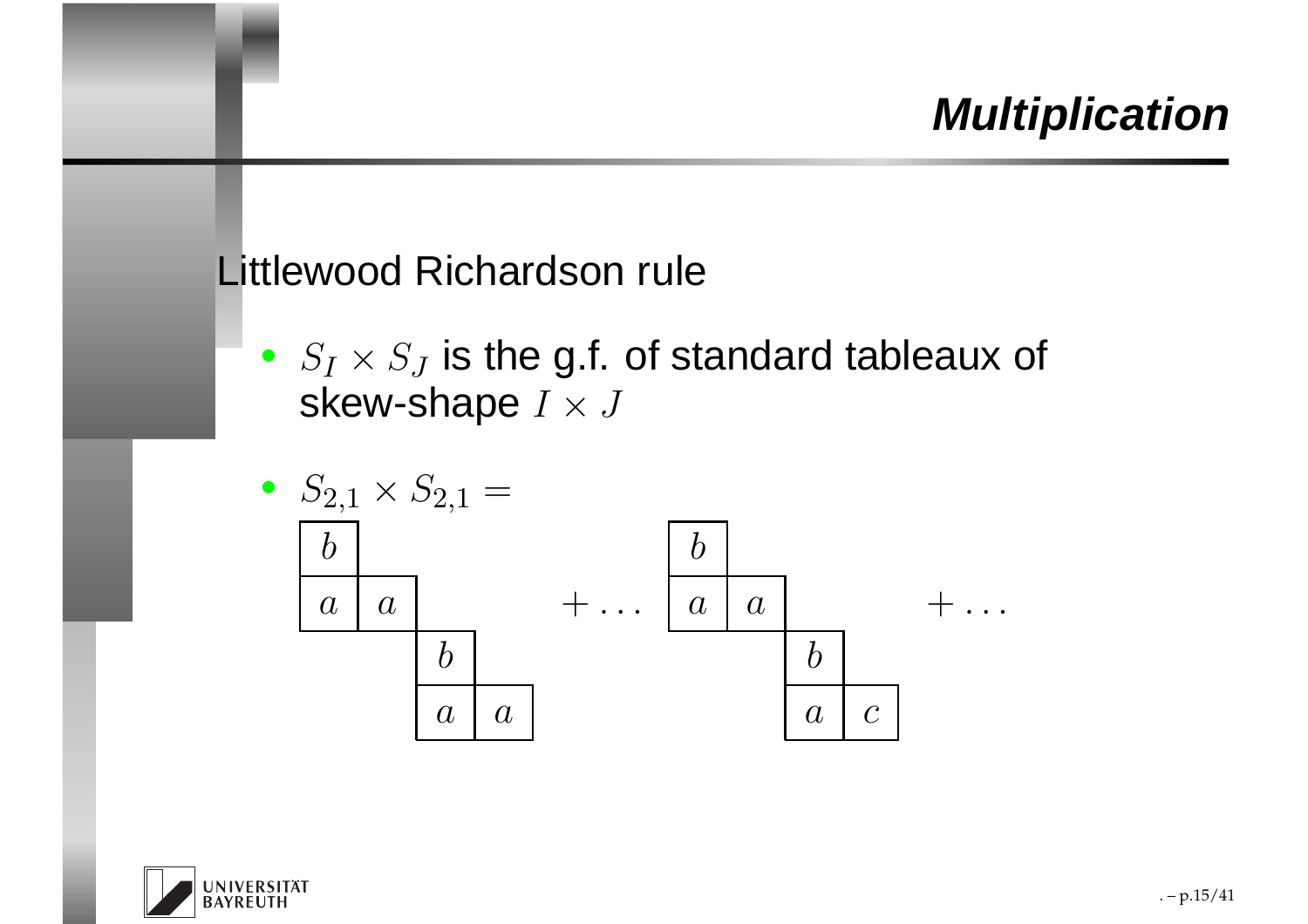## Multiplication

Littlewood Richardson rule

- $S_I \times S_J$ is the g.f. of standard tableaux of skew-shape $I \times J$
- $S_{2,1} \times S_{2,1} =$

| $b$ | | | |
|---|---|---|---|
| $a$ | $a$ | | |
| | | $b$ | |
| | | $a$ | $a$ |

$+ \ldots$

| $b$ | | | |
|---|---|---|---|
| $a$ | $a$ | | |
| | | $b$ | |
| | | $a$ | $c$ |

$+ \ldots$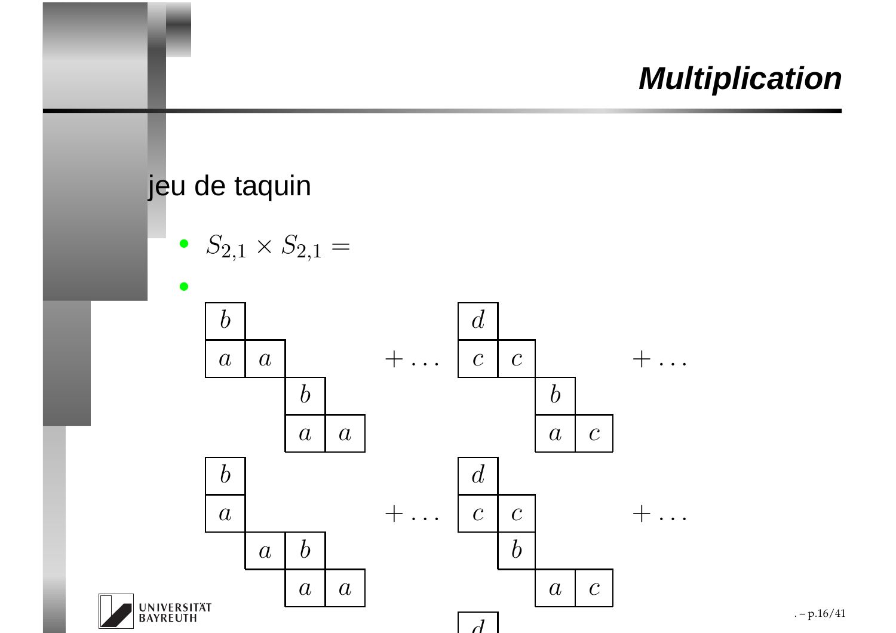# Multiplication

jeu de taquin

- $S_{2,1} \times S_{2,1} =$
- 

$$\begin{array}{cccc} b & & & \\ a & a & & \\ & & b & \\ & & a & a \end{array} + \ldots \quad \begin{array}{cccc} d & & & \\ c & c & & \\ & & b & \\ & & a & c \end{array} + \ldots$$

$$\begin{array}{cccc} b & & & \\ a & & & \\ & a & b & \\ & & a & a \end{array} + \ldots \quad \begin{array}{cccc} d & & & \\ c & c & & \\ & b & & \\ & & a & c \end{array} + \ldots$$

$$d$$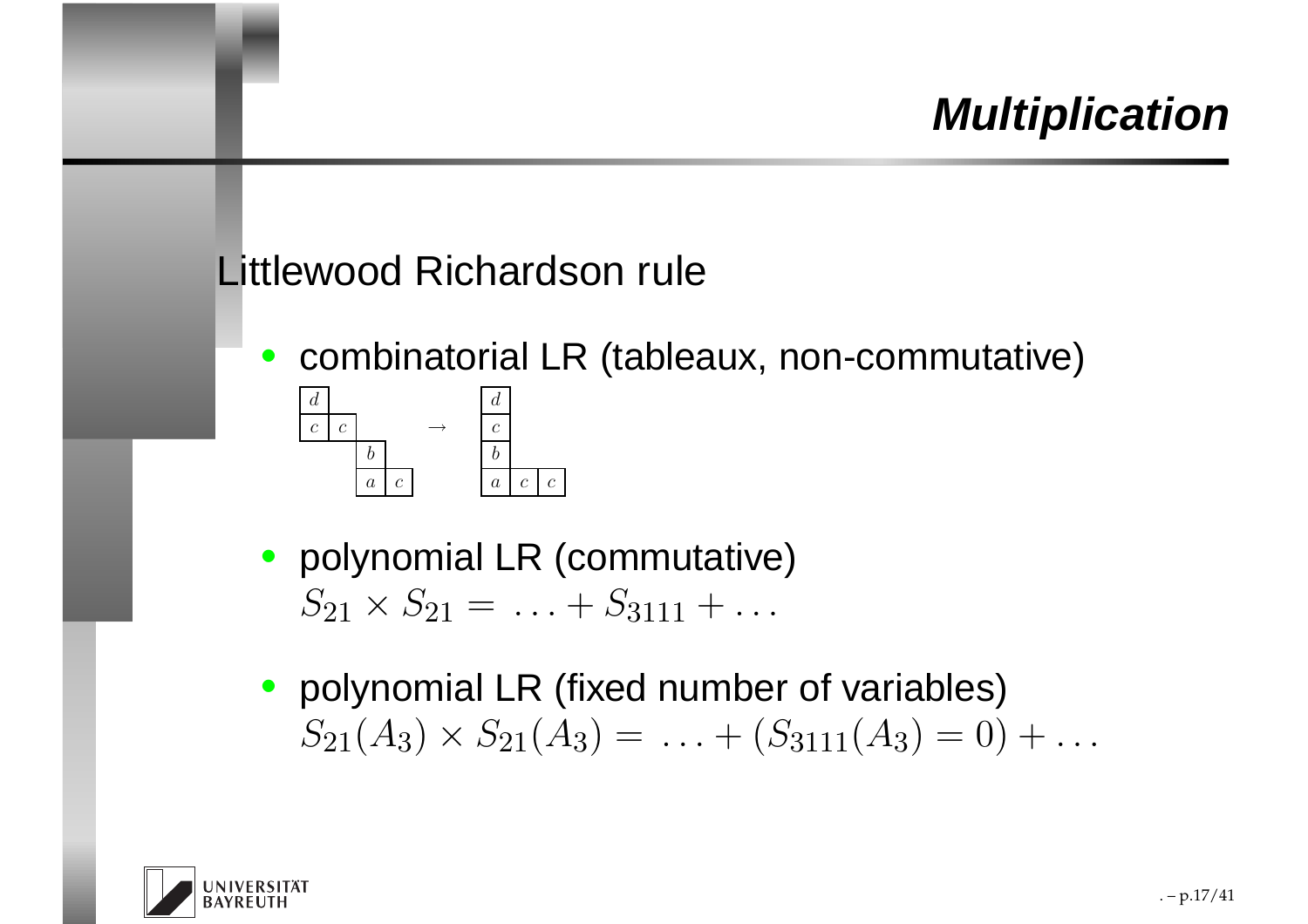# Multiplication

Littlewood Richardson rule

- combinatorial LR (tableaux, non-commutative)

|   |   |   |   |
|---|---|---|---|
| $d$ | | | |
| $c$ | $c$ | | |
| | | $b$ | |
| | | $a$ | $c$ |

$\rightarrow$

|   |   |   |
|---|---|---|
| $d$ | | |
| $c$ | | |
| $b$ | | |
| $a$ | $c$ | $c$ |

- polynomial LR (commutative)
  $S_{21} \times S_{21} = \ldots + S_{3111} + \ldots$

- polynomial LR (fixed number of variables)
  $S_{21}(A_3) \times S_{21}(A_3) = \ldots + (S_{3111}(A_3) = 0) + \ldots$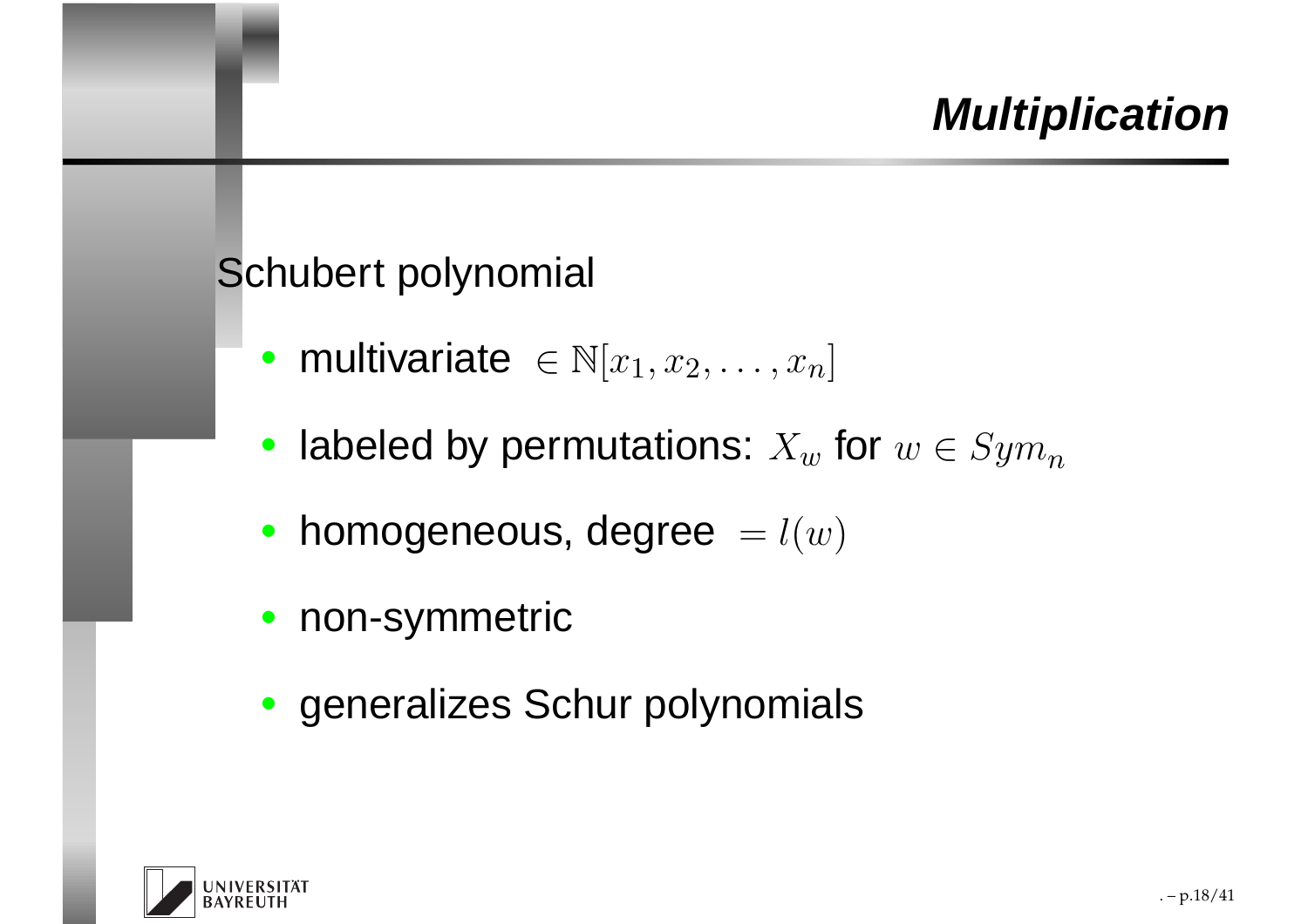# Multiplication

Schubert polynomial

- multivariate $\in \mathbb{N}[x_1, x_2, \ldots, x_n]$
- labeled by permutations: $X_w$ for $w \in Sym_n$
- homogeneous, degree $= l(w)$
- non-symmetric
- generalizes Schur polynomials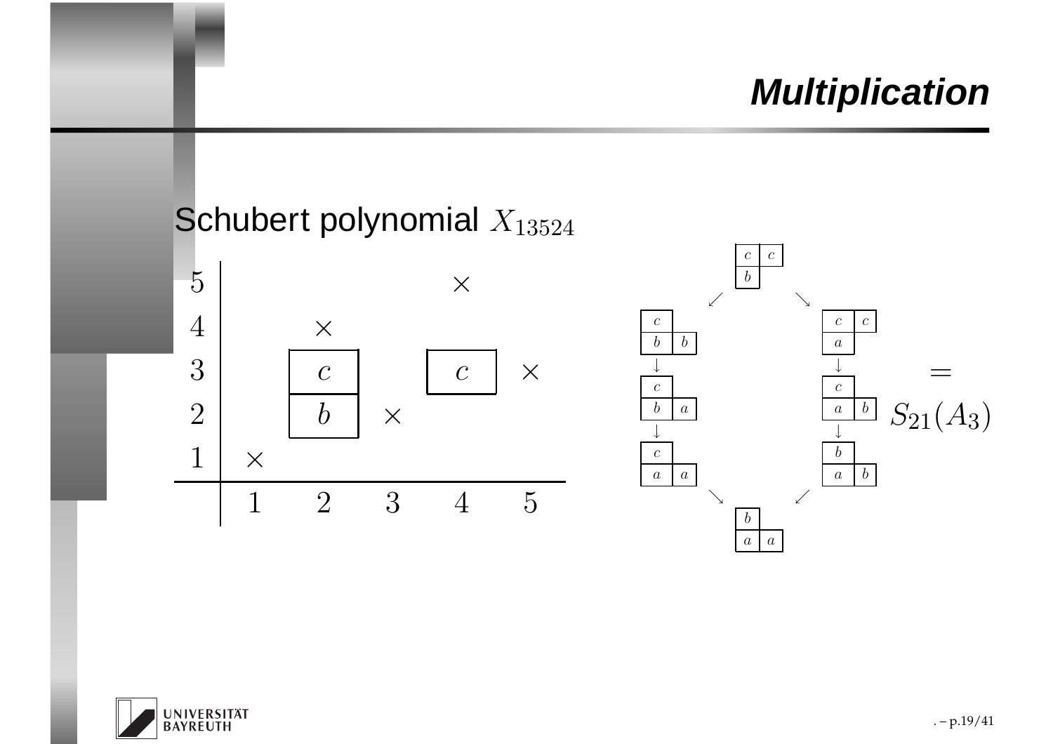# Multiplication

Schubert polynomial $X_{13524}$

| 5 | | | | × | |
|---|---|---|---|---|---|
| 4 | | × | | | |
| 3 | | $c$ | | $c$ | × |
| 2 | | $b$ | × | | |
| 1 | × | | | | |
| | 1 | 2 | 3 | 4 | 5 |

$= S_{21}(A_3)$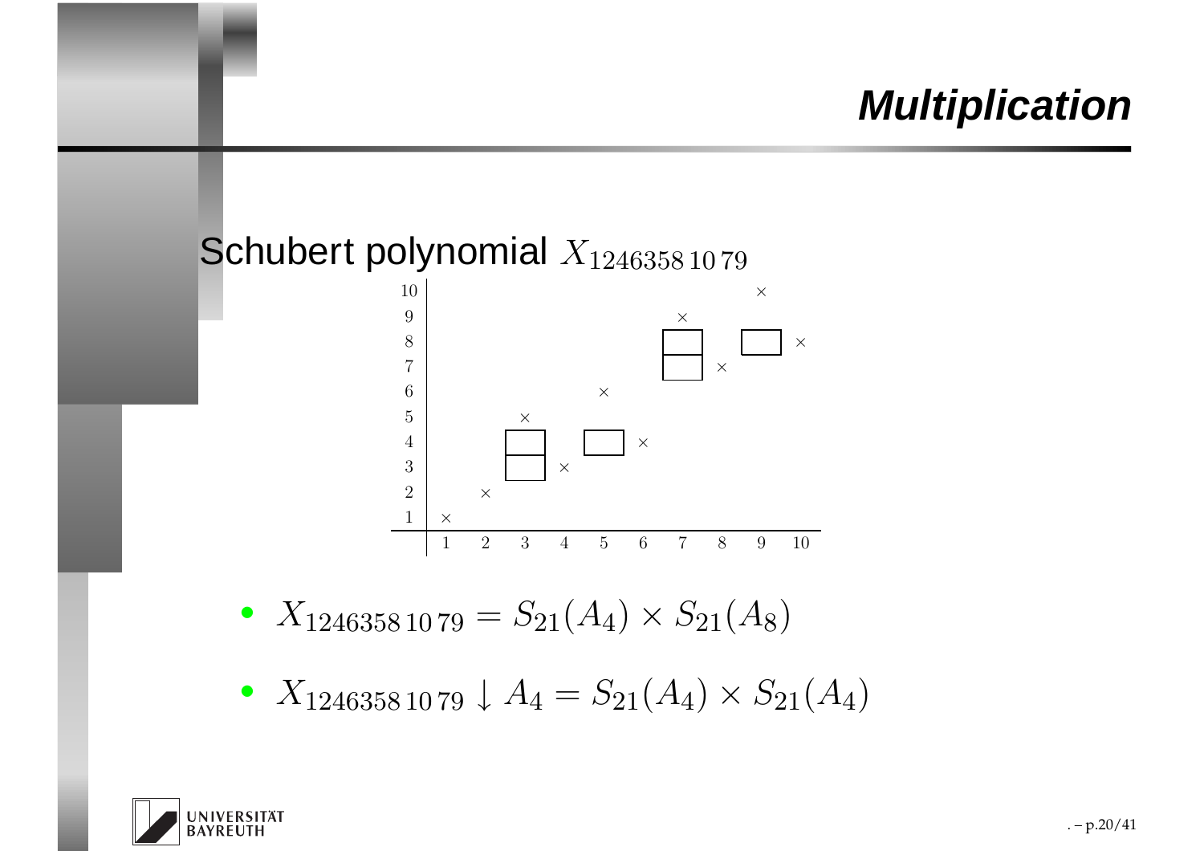# Multiplication

Schubert polynomial $X_{1246358\,10\,79}$

- $X_{1246358\,10\,79} = S_{21}(A_4) \times S_{21}(A_8)$
- $X_{1246358\,10\,79} \downarrow A_4 = S_{21}(A_4) \times S_{21}(A_4)$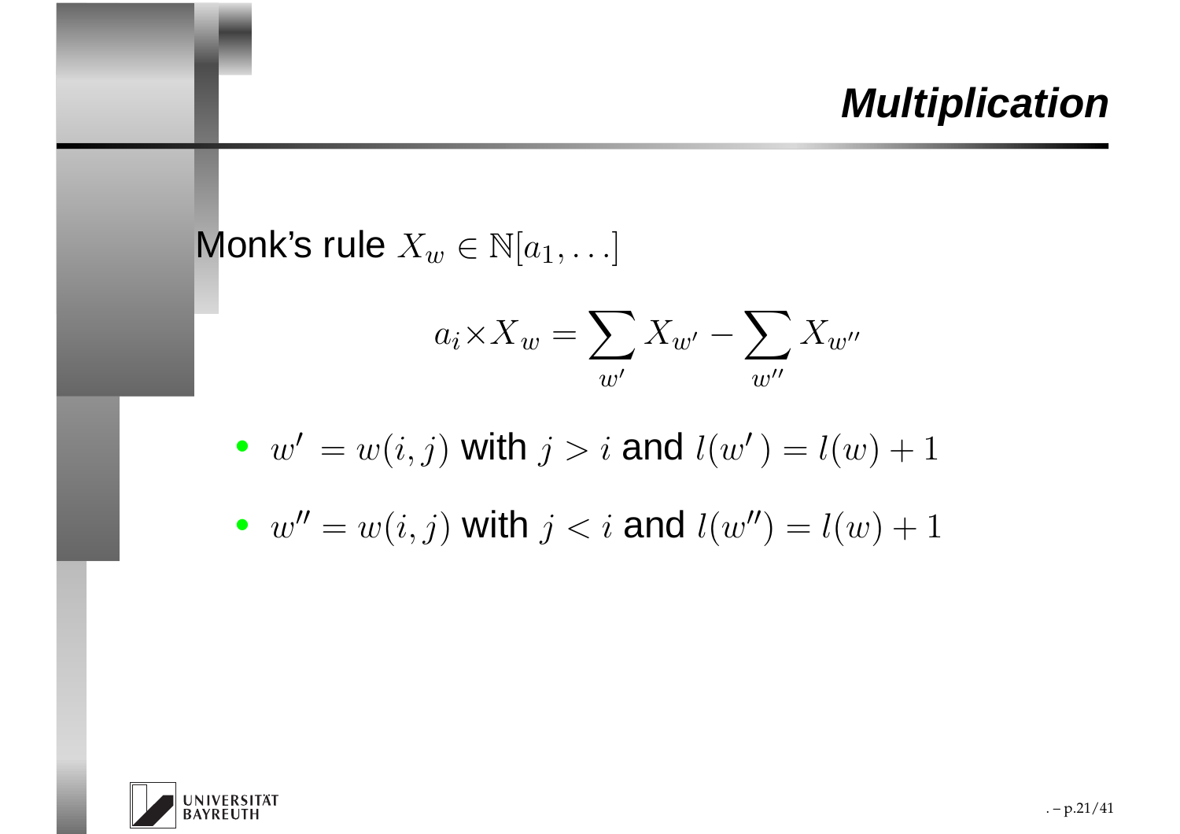# Multiplication

Monk's rule $X_w \in \mathbb{N}[a_1, \ldots]$

$$a_i \times X_w = \sum_{w'} X_{w'} - \sum_{w''} X_{w''}$$

- $w' = w(i,j)$ with $j > i$ and $l(w') = l(w) + 1$
- $w'' = w(i,j)$ with $j < i$ and $l(w'') = l(w) + 1$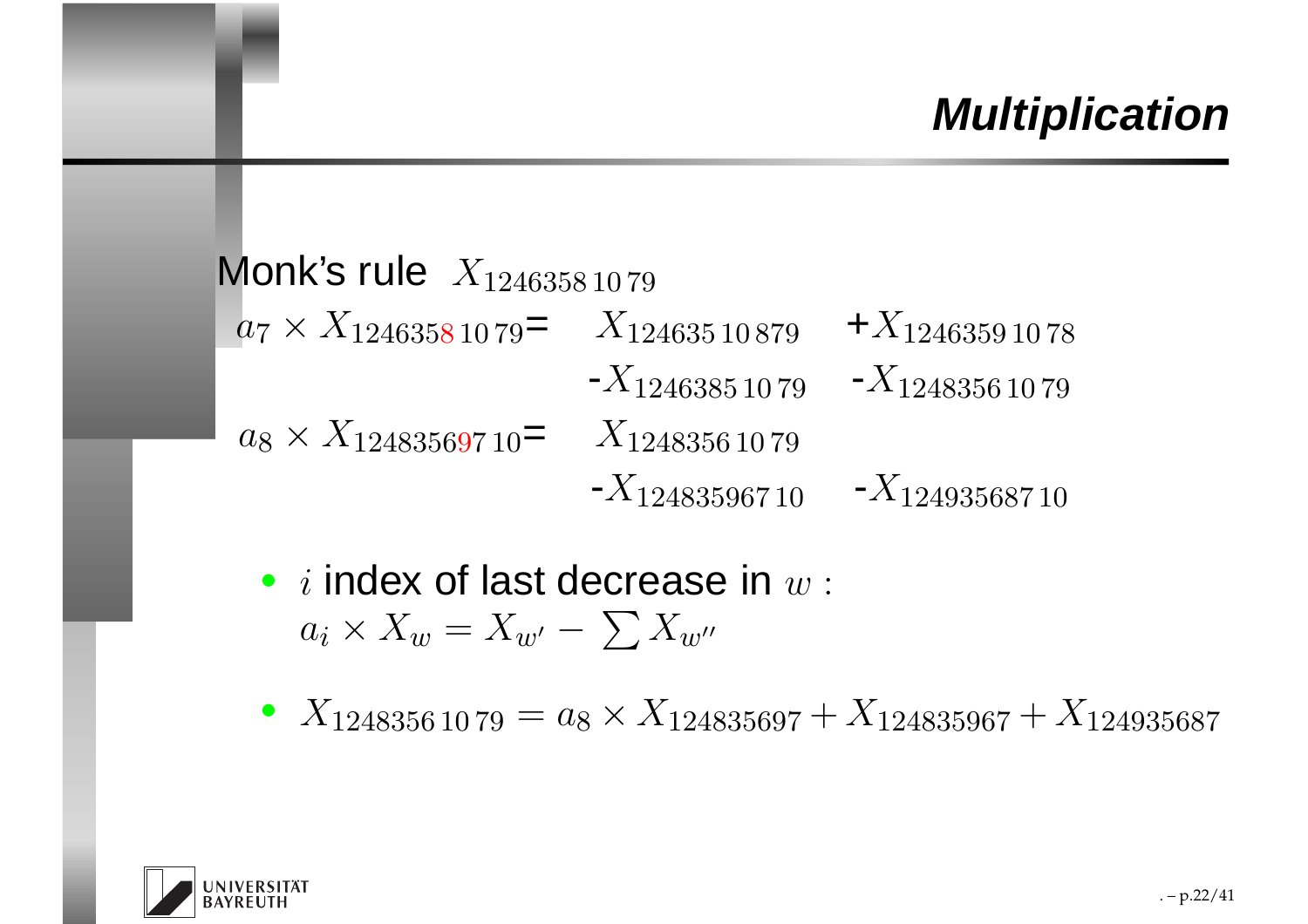# Multiplication

Monk's rule $X_{1246358\,10\,79}$

$a_7 \times X_{124635{\color{red}8}\,10\,79}$= $X_{124635\,10\,879}$ +$X_{1246359\,10\,78}$

-$X_{1246385\,10\,79}$ -$X_{1248356\,10\,79}$

$a_8 \times X_{1248356{\color{red}9}7\,10}$= $X_{1248356\,10\,79}$

-$X_{12483596 7\,10}$ -$X_{12493568 7\,10}$

- $i$ index of last decrease in $w$ :
  $a_i \times X_w = X_{w'} - \sum X_{w''}$

- $X_{1248356\,10\,79} = a_8 \times X_{124835697} + X_{124835967} + X_{124935687}$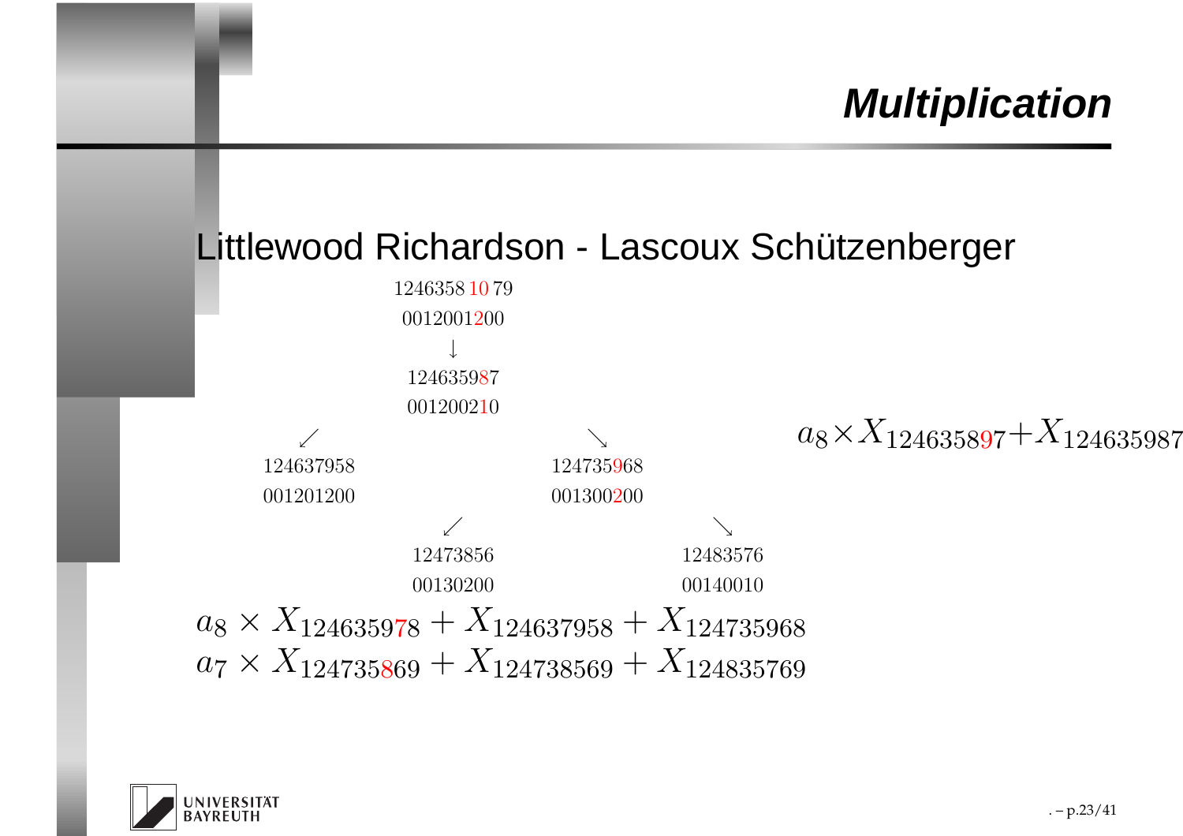# Multiplication

Littlewood Richardson - Lascoux Schützenberger

1246358 10 79
0012001200

↓

124635987
001200210

↙ ↘

124637958
001201200

124735968
001300200

↙ ↘

12473856
00130200

12483576
00140010

$$a_8 \times X_{124635897} + X_{124635987}$$

$$a_8 \times X_{124635978} + X_{124637958} + X_{124735968}$$

$$a_7 \times X_{124735869} + X_{124738569} + X_{124835769}$$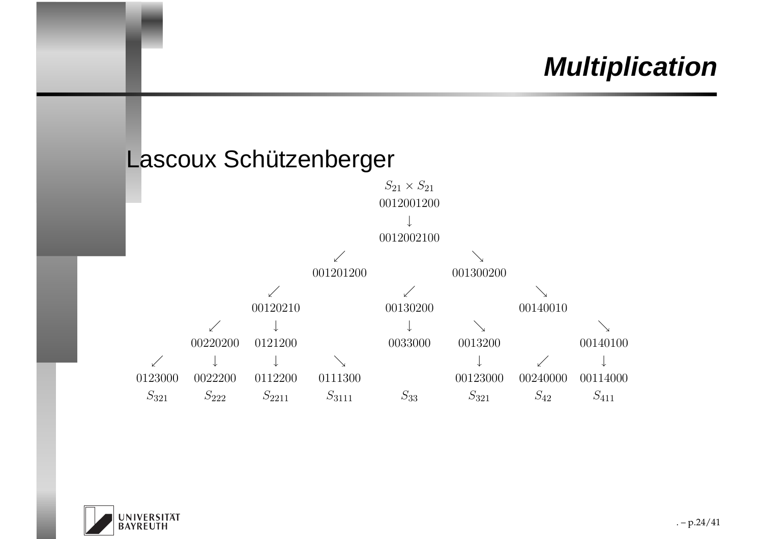# Multiplication

Lascoux Schützenberger

$$S_{21} \times S_{21}$$

0012001200

↓

0012002100

↙ ↘

001201200 001300200

| | | | | | | | |
|---|---|---|---|---|---|---|---|
| | | ↙ | | ↙ | | ↘ | |
| | | 00120210 | | 00130200 | | 00140010 | |
| | ↙ | ↓ | | ↓ | ↘ | | ↘ |
| | 00220200 | 0121200 | | 0033000 | 0013200 | | 00140100 |
| ↙ | ↓ | ↓ | ↘ | | ↓ | ↙ | ↓ |
| 0123000 | 0022200 | 0112200 | 0111300 | | 00123000 | 00240000 | 00114000 |
| $S_{321}$ | $S_{222}$ | $S_{2211}$ | $S_{3111}$ | $S_{33}$ | $S_{321}$ | $S_{42}$ | $S_{411}$ |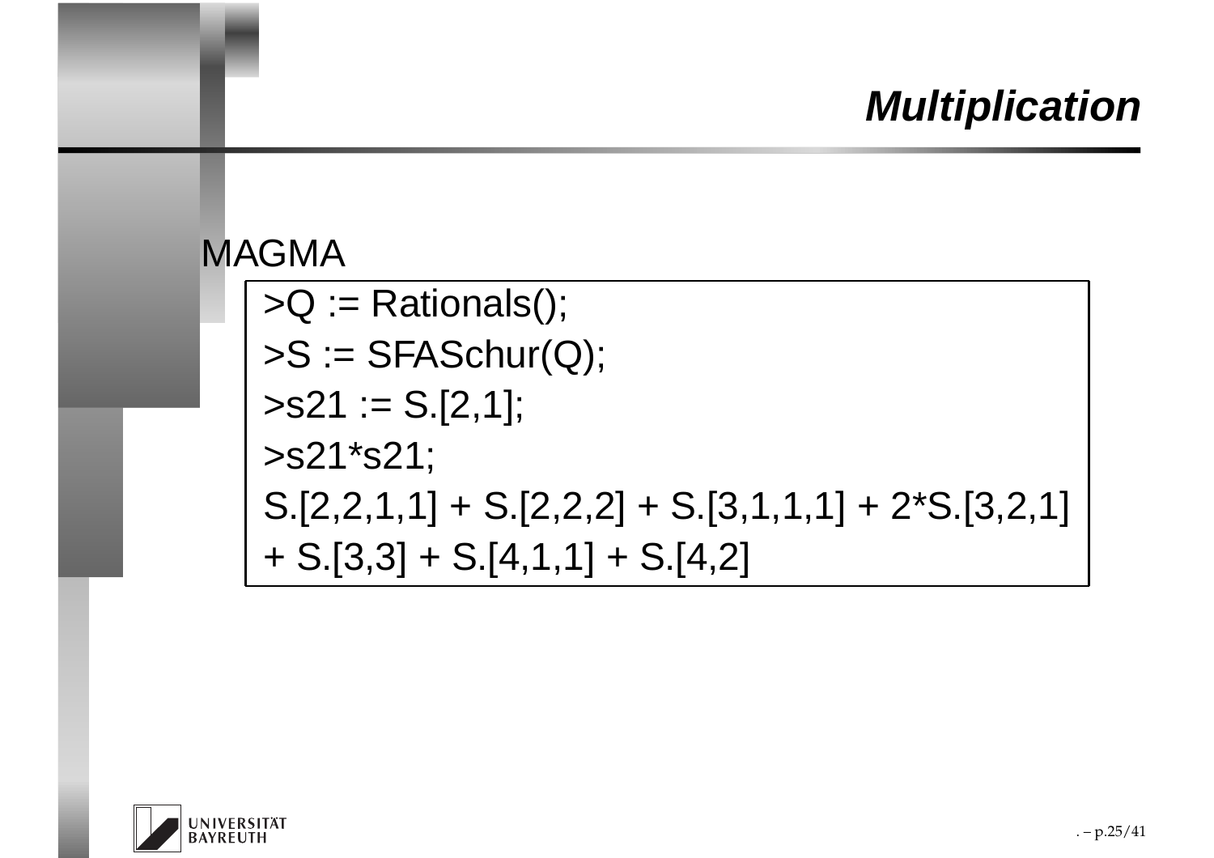# Multiplication

MAGMA

```
>Q := Rationals();
>S := SFASchur(Q);
>s21 := S.[2,1];
>s21*s21;
S.[2,2,1,1] + S.[2,2,2] + S.[3,1,1,1] + 2*S.[3,2,1]
+ S.[3,3] + S.[4,1,1] + S.[4,2]
```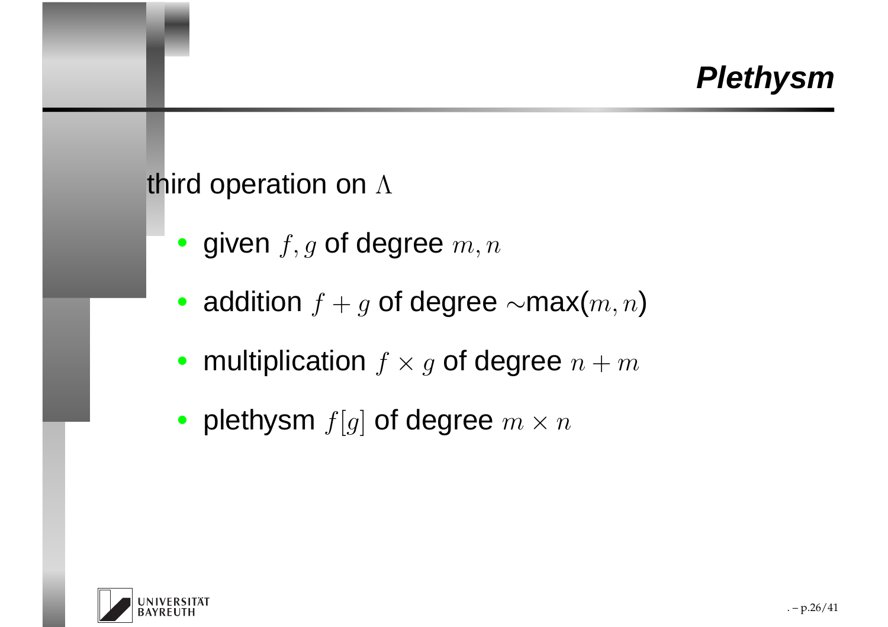# Plethysm

third operation on $\Lambda$

- given $f, g$ of degree $m, n$
- addition $f + g$ of degree $\sim$max($m, n$)
- multiplication $f \times g$ of degree $n + m$
- plethysm $f[g]$ of degree $m \times n$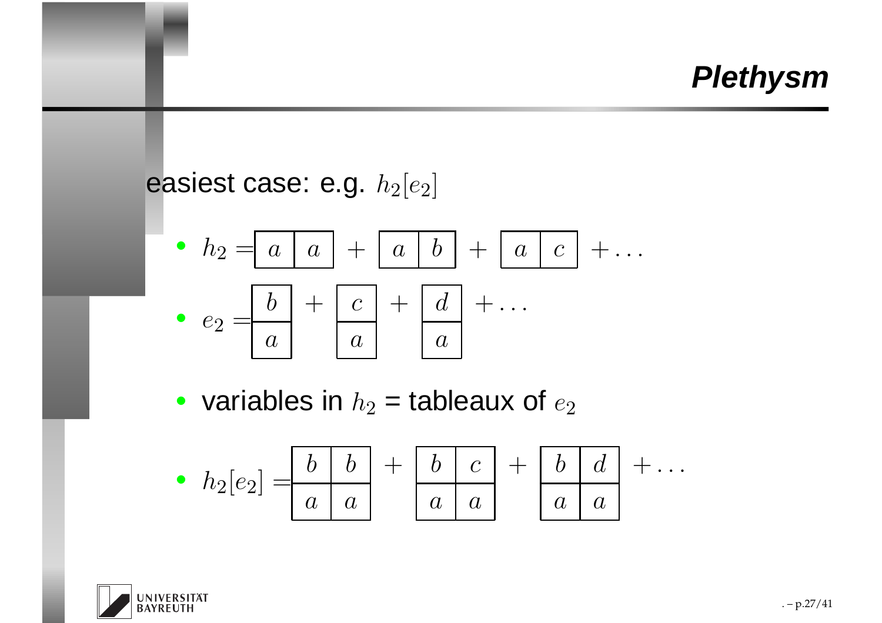# Plethysm

easiest case: e.g. $h_2[e_2]$

- $h_2 = \boxed{a \mid a} + \boxed{a \mid b} + \boxed{a \mid c} + \ldots$
- $e_2 = \begin{array}{|c|}\hline b \\ \hline a \\ \hline \end{array} + \begin{array}{|c|}\hline c \\ \hline a \\ \hline \end{array} + \begin{array}{|c|}\hline d \\ \hline a \\ \hline \end{array} + \ldots$
- variables in $h_2$ = tableaux of $e_2$
- $h_2[e_2] = \begin{array}{|c|c|}\hline b & b \\ \hline a & a \\ \hline \end{array} + \begin{array}{|c|c|}\hline b & c \\ \hline a & a \\ \hline \end{array} + \begin{array}{|c|c|}\hline b & d \\ \hline a & a \\ \hline \end{array} + \ldots$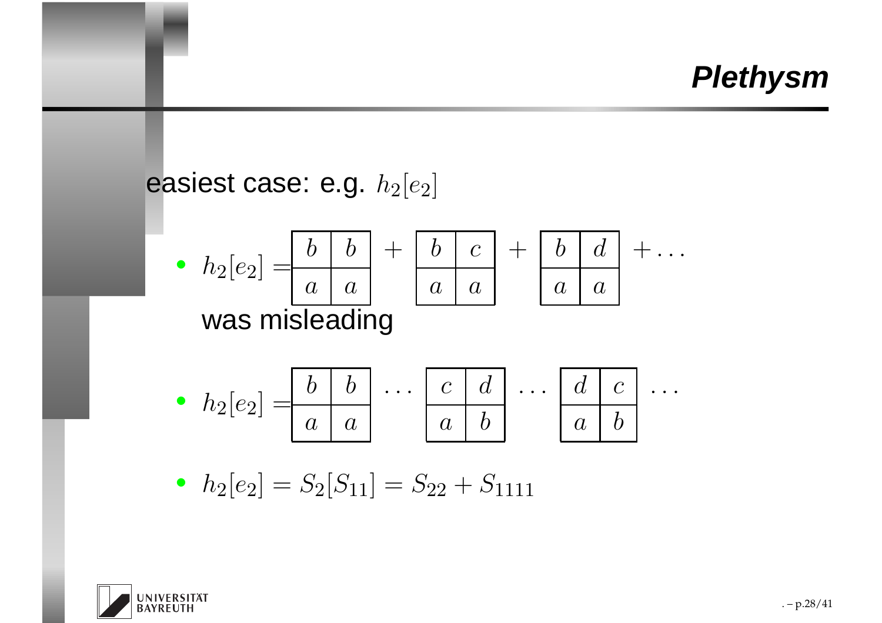# Plethysm

easiest case: e.g. $h_2[e_2]$

- $h_2[e_2] = \begin{array}{|c|c|}\hline b & b \\ \hline a & a \\ \hline\end{array} + \begin{array}{|c|c|}\hline b & c \\ \hline a & a \\ \hline\end{array} + \begin{array}{|c|c|}\hline b & d \\ \hline a & a \\ \hline\end{array} + \dots$

  was misleading

- $h_2[e_2] = \begin{array}{|c|c|}\hline b & b \\ \hline a & a \\ \hline\end{array} \dots \begin{array}{|c|c|}\hline c & d \\ \hline a & b \\ \hline\end{array} \dots \begin{array}{|c|c|}\hline d & c \\ \hline a & b \\ \hline\end{array} \dots$

- $h_2[e_2] = S_2[S_{11}] = S_{22} + S_{1111}$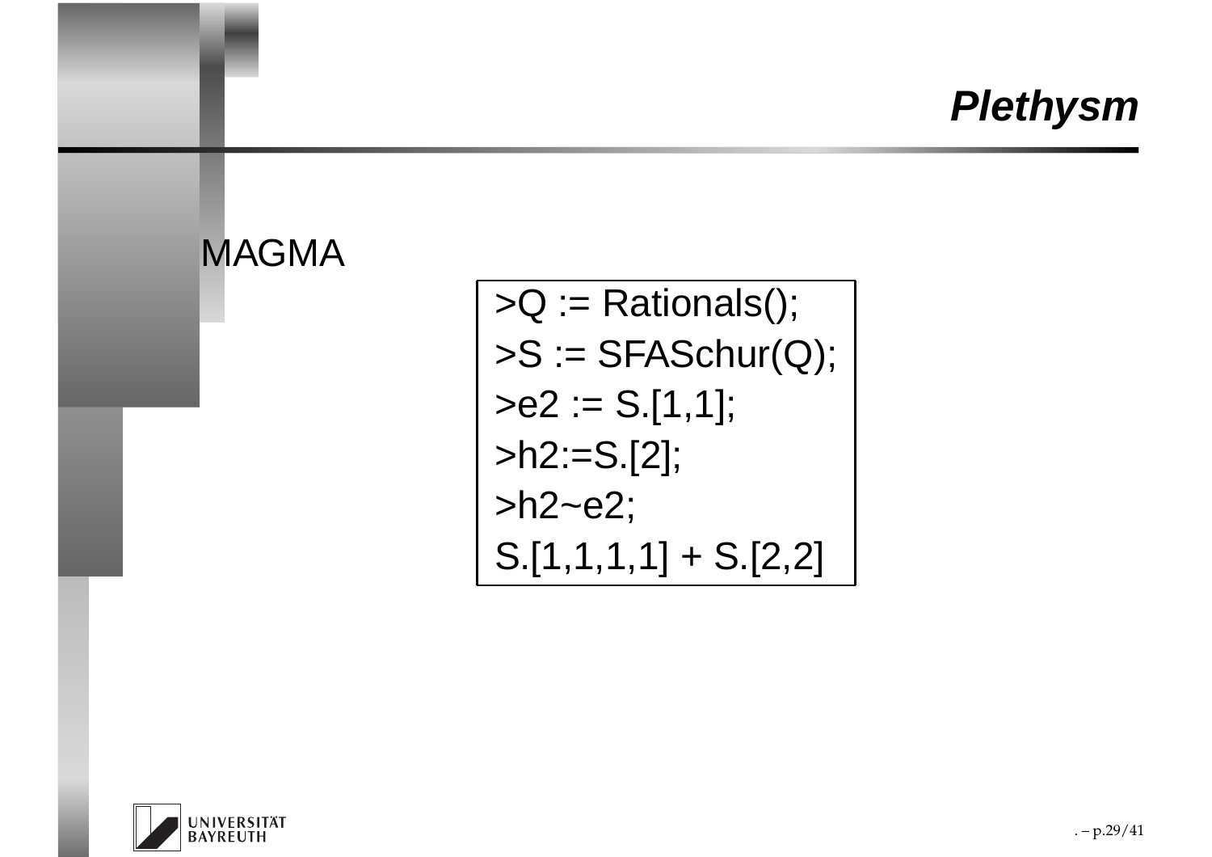# Plethysm

MAGMA

```
>Q := Rationals();
>S := SFASchur(Q);
>e2 := S.[1,1];
>h2:=S.[2];
>h2~e2;
S.[1,1,1,1] + S.[2,2]
```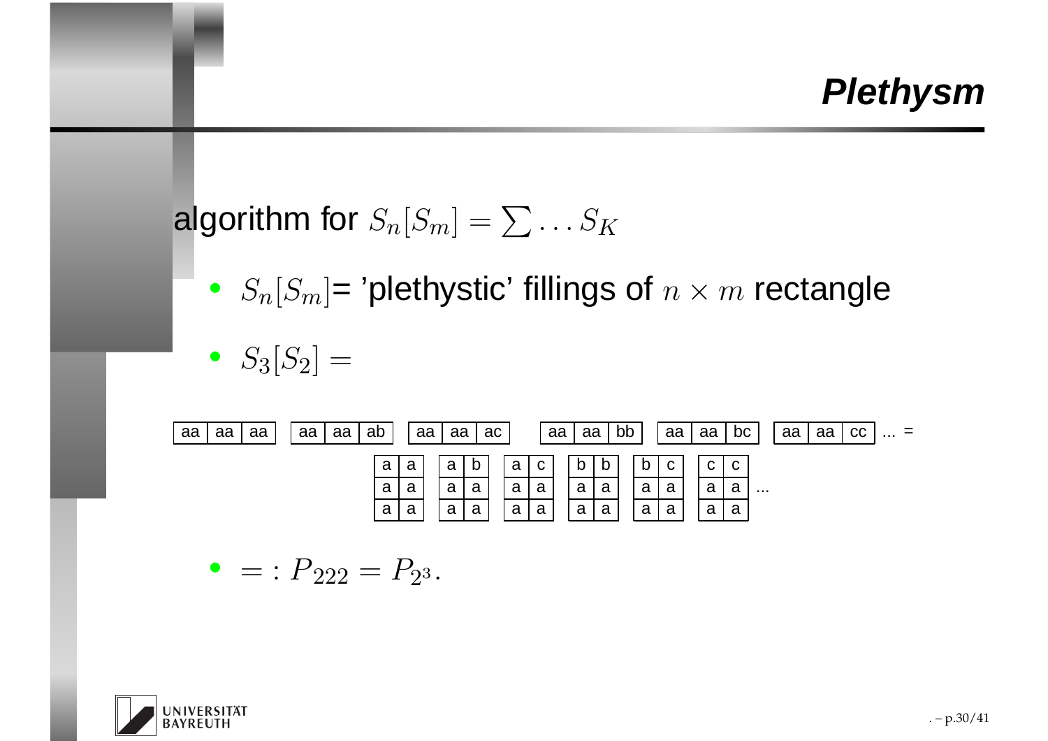# Plethysm

algorithm for $S_n[S_m] = \sum \ldots S_K$

- $S_n[S_m]$= 'plethystic' fillings of $n \times m$ rectangle
- $S_3[S_2] =$

| aa | aa | aa |
|---|---|---|

| aa | aa | ab |
|---|---|---|

| aa | aa | ac |
|---|---|---|

| aa | aa | bb |
|---|---|---|

| aa | aa | bc |
|---|---|---|

| aa | aa | cc |
|---|---|---|

... =

| a | a |
|---|---|
| a | a |
| a | a |

| a | b |
|---|---|
| a | a |
| a | a |

| a | c |
|---|---|
| a | a |
| a | a |

| b | b |
|---|---|
| a | a |
| a | a |

| b | c |
|---|---|
| a | a |
| a | a |

| c | c |
|---|---|
| a | a |
| a | a |

...

- $=: P_{222} = P_{2^3}$.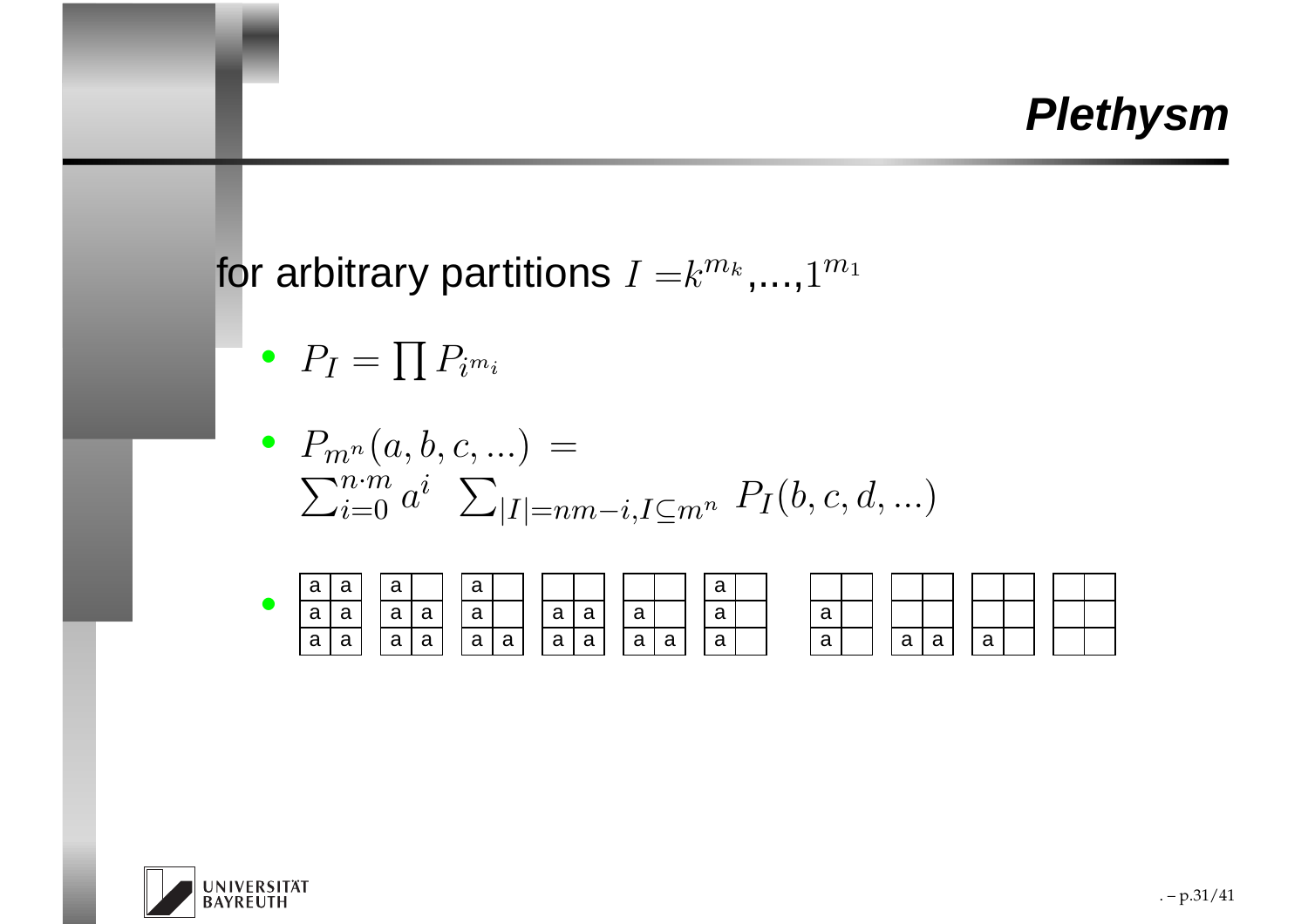# Plethysm

for arbitrary partitions $I = k^{m_k}, \ldots, 1^{m_1}$

- $P_I = \prod P_{i^{m_i}}$
- $P_{m^n}(a, b, c, \ldots) = \sum_{i=0}^{n \cdot m} a^i \;\; \sum_{|I|=nm-i, I \subseteq m^n} \; P_I(b, c, d, \ldots)$
-

| a | a |
|---|---|
| a | a |
| a | a |

| a | |
|---|---|
| a | a |
| a | a |

| a | |
|---|---|
| a | |
| a | a |

| | |
|---|---|
| a | a |
| a | a |

| | |
|---|---|
| a | |
| a | a |

| a | |
|---|---|
| a | |
| a | |

| | |
|---|---|
| a | |
| a | |

| | |
|---|---|
| | |
| a | a |

| | |
|---|---|
| | |
| a | |

| | |
|---|---|
| | |
| | |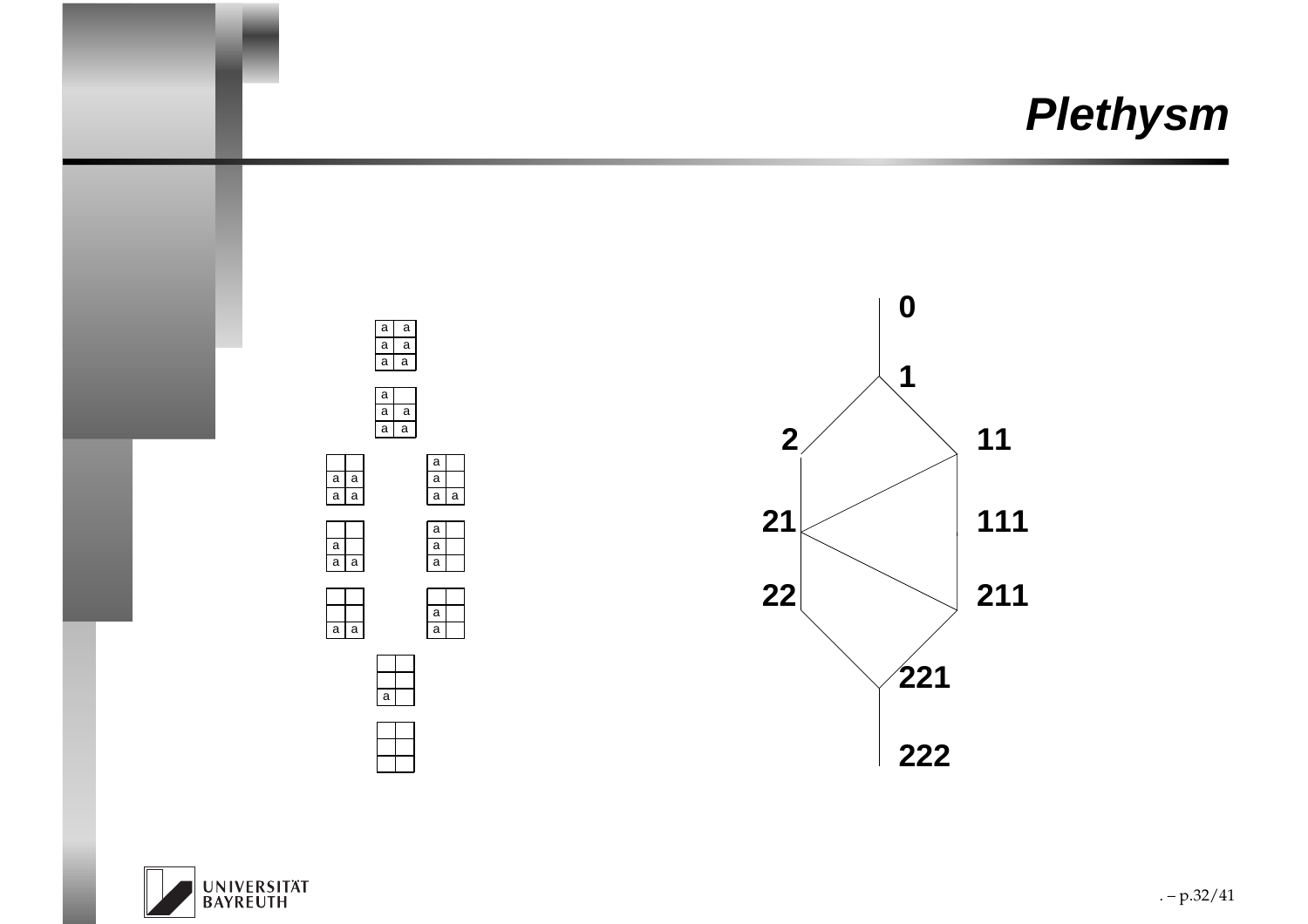# Plethysm

| a | a |
|---|---|
| a | a |
| a | a |

| a | |
|---|---|
| a | a |
| a | a |

| | |
|---|---|
| a | a |
| a | a |

| a | |
|---|---|
| a | |
| a | a |

| | |
|---|---|
| a | |
| a | a |

| a | |
|---|---|
| a | |
| a | |

| | |
|---|---|
| | |
| a | a |

| | |
|---|---|
| a | |
| a | |

| | |
|---|---|
| | |
| a | |

| | |
|---|---|
| | |
| | |

0

1

2 &nbsp;&nbsp;&nbsp; 11

21 &nbsp;&nbsp;&nbsp; 111

22 &nbsp;&nbsp;&nbsp; 211

221

222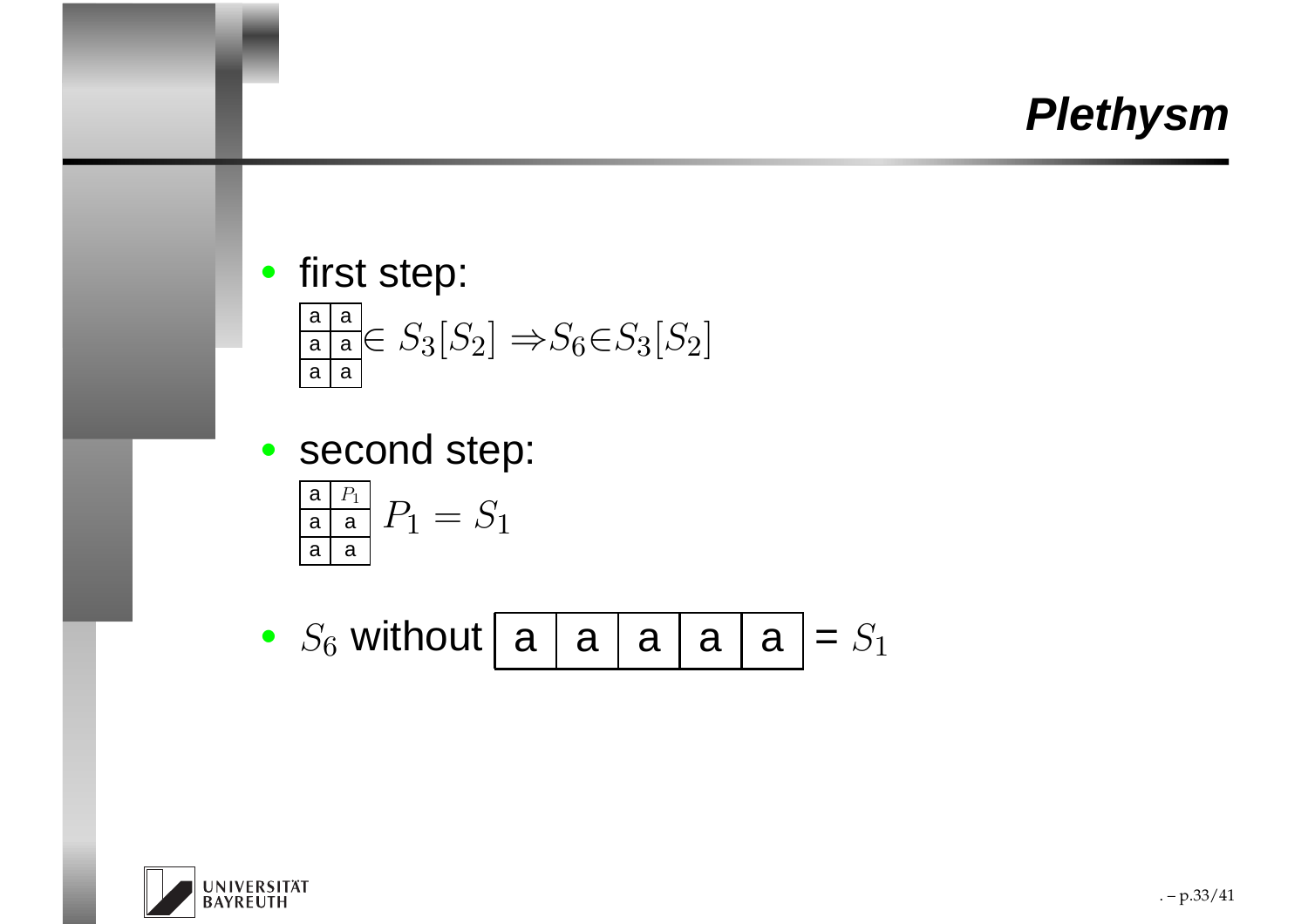# Plethysm

- first step:

| a | a |
|---|---|
| a | a |
| a | a |

$\in S_3[S_2] \Rightarrow S_6 \in S_3[S_2]$

- second step:

| a | $P_1$ |
|---|---|
| a | a |
| a | a |

$P_1 = S_1$

- $S_6$ without

| a | a | a | a | a |
|---|---|---|---|---|

= $S_1$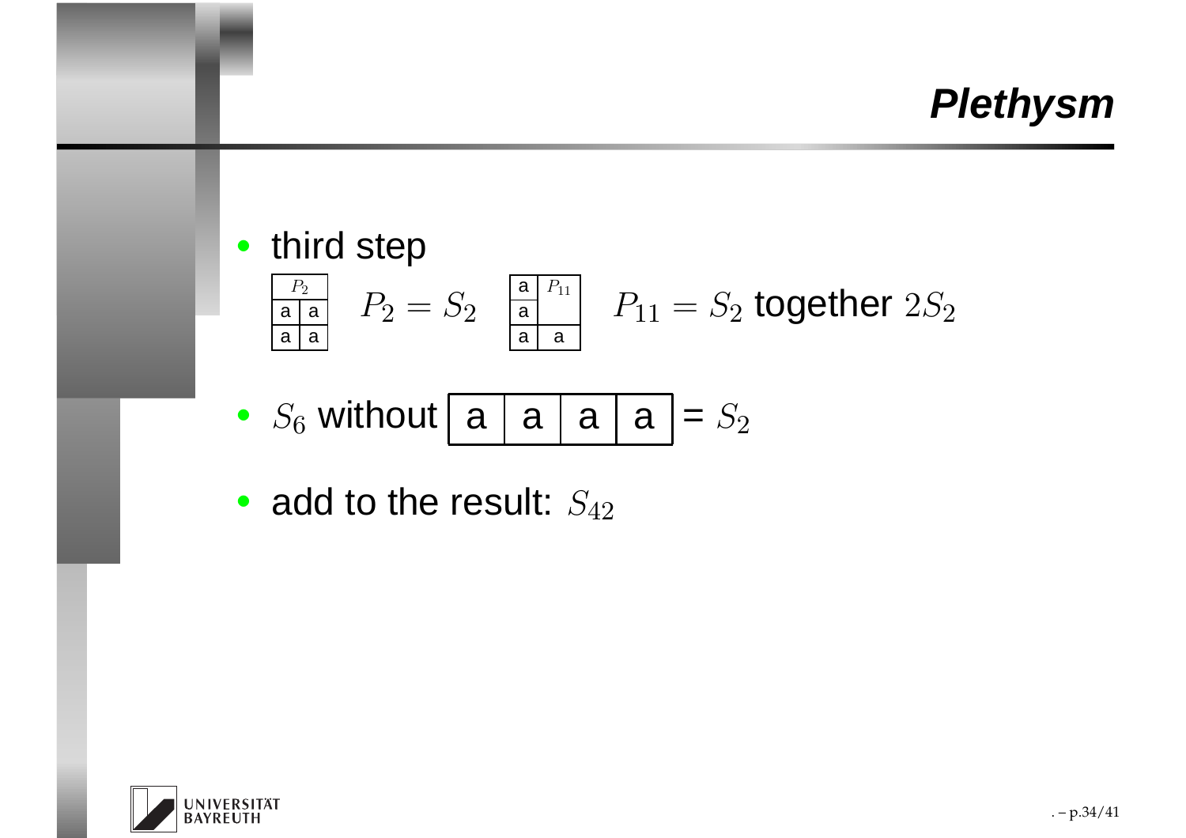# Plethysm

- third step

| $P_2$ | |
|---|---|
| a | a |
| a | a |

$P_2 = S_2$

| a | $P_{11}$ |
|---|---|
| a | |
| a | a |

$P_{11} = S_2$ together $2S_2$

- $S_6$ without | a | a | a | a | = $S_2$

- add to the result: $S_{42}$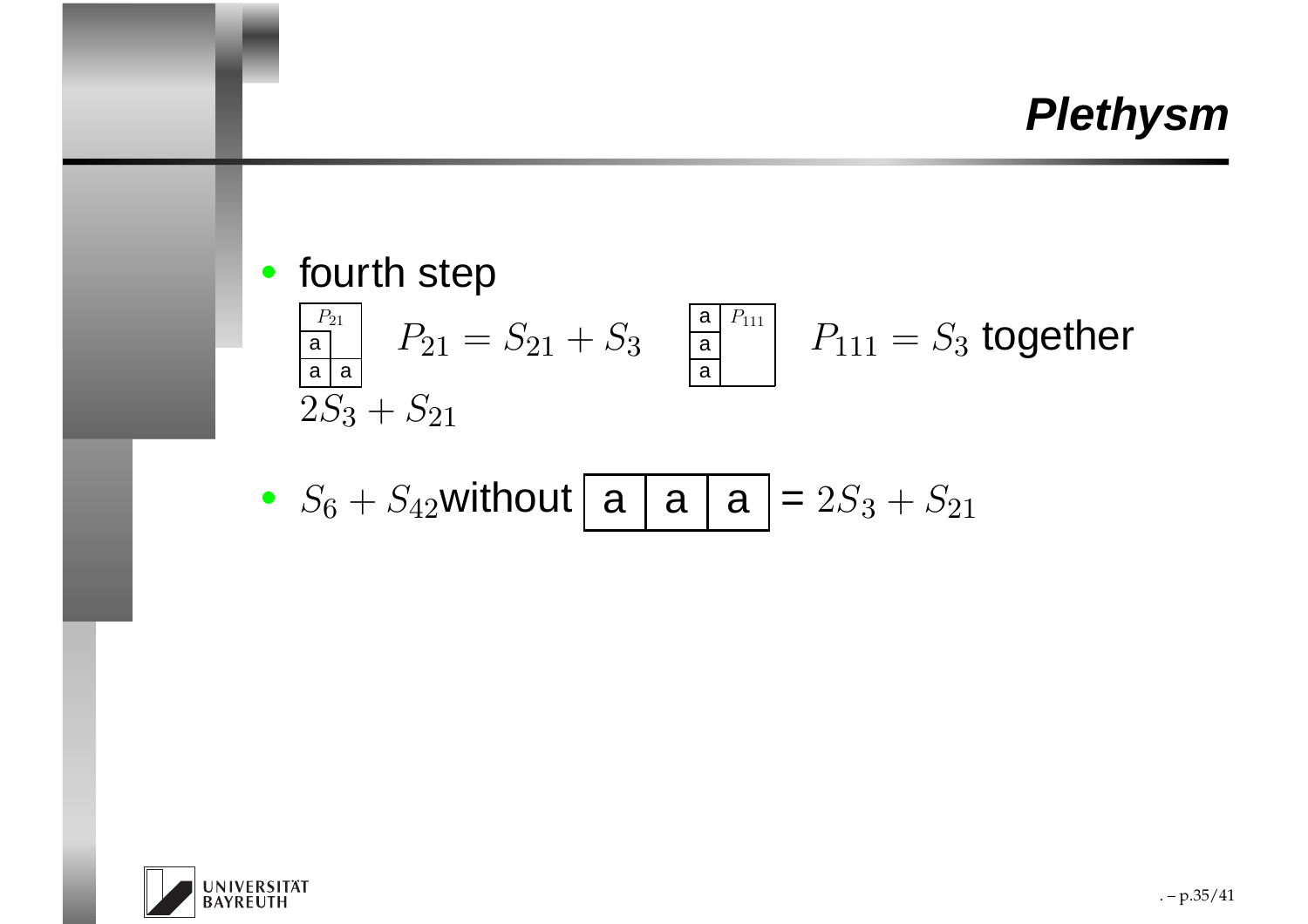# Plethysm

- fourth step

| $P_{21}$ | |
|---|---|
| a | |
| a | a |

$P_{21} = S_{21} + S_3$

| a | $P_{111}$ |
|---|---|
| a | |
| a | |

$P_{111} = S_3$ together $2S_3 + S_{21}$

- $S_6 + S_{42}$ without

| a | a | a |
|---|---|---|

= $2S_3 + S_{21}$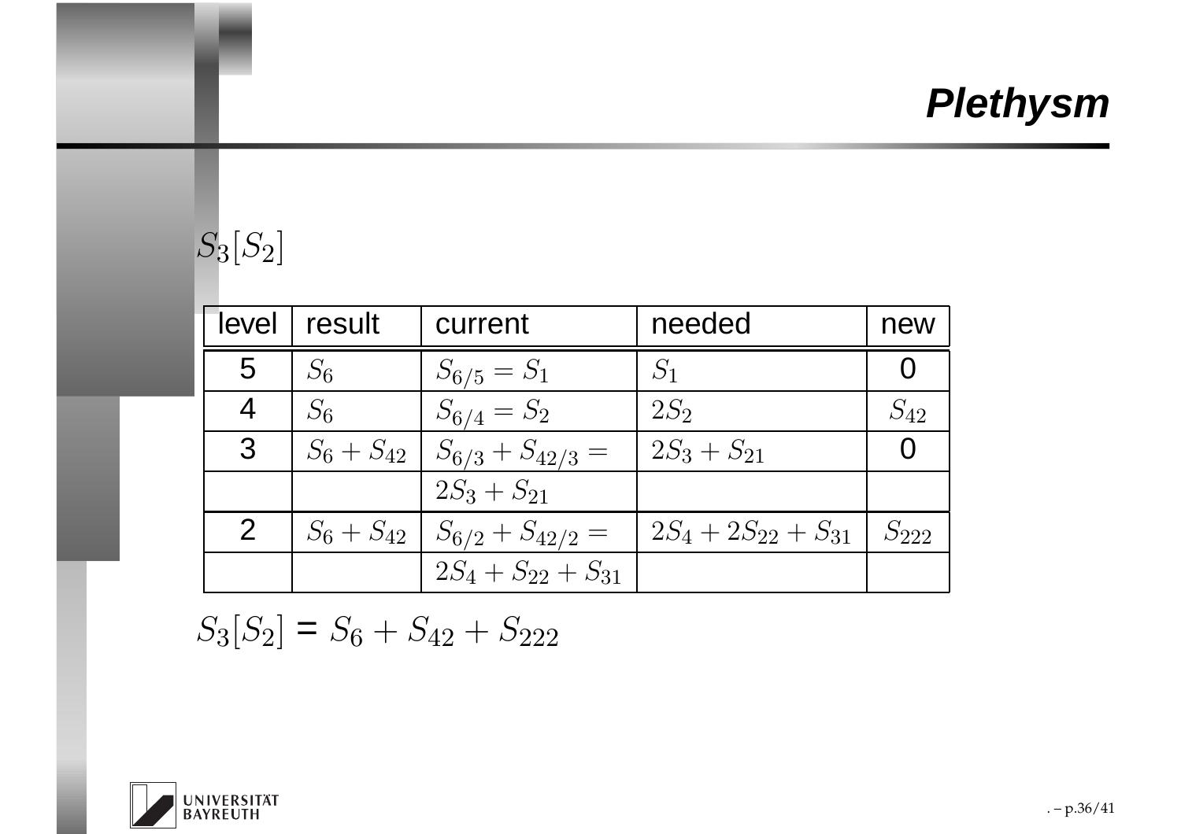# Plethysm

$S_3[S_2]$

| level | result | current | needed | new |
|---|---|---|---|---|
| 5 | $S_6$ | $S_{6/5} = S_1$ | $S_1$ | 0 |
| 4 | $S_6$ | $S_{6/4} = S_2$ | $2S_2$ | $S_{42}$ |
| 3 | $S_6 + S_{42}$ | $S_{6/3} + S_{42/3} =$ | $2S_3 + S_{21}$ | 0 |
| | | $2S_3 + S_{21}$ | | |
| 2 | $S_6 + S_{42}$ | $S_{6/2} + S_{42/2} =$ | $2S_4 + 2S_{22} + S_{31}$ | $S_{222}$ |
| | | $2S_4 + S_{22} + S_{31}$ | | |

$S_3[S_2] = S_6 + S_{42} + S_{222}$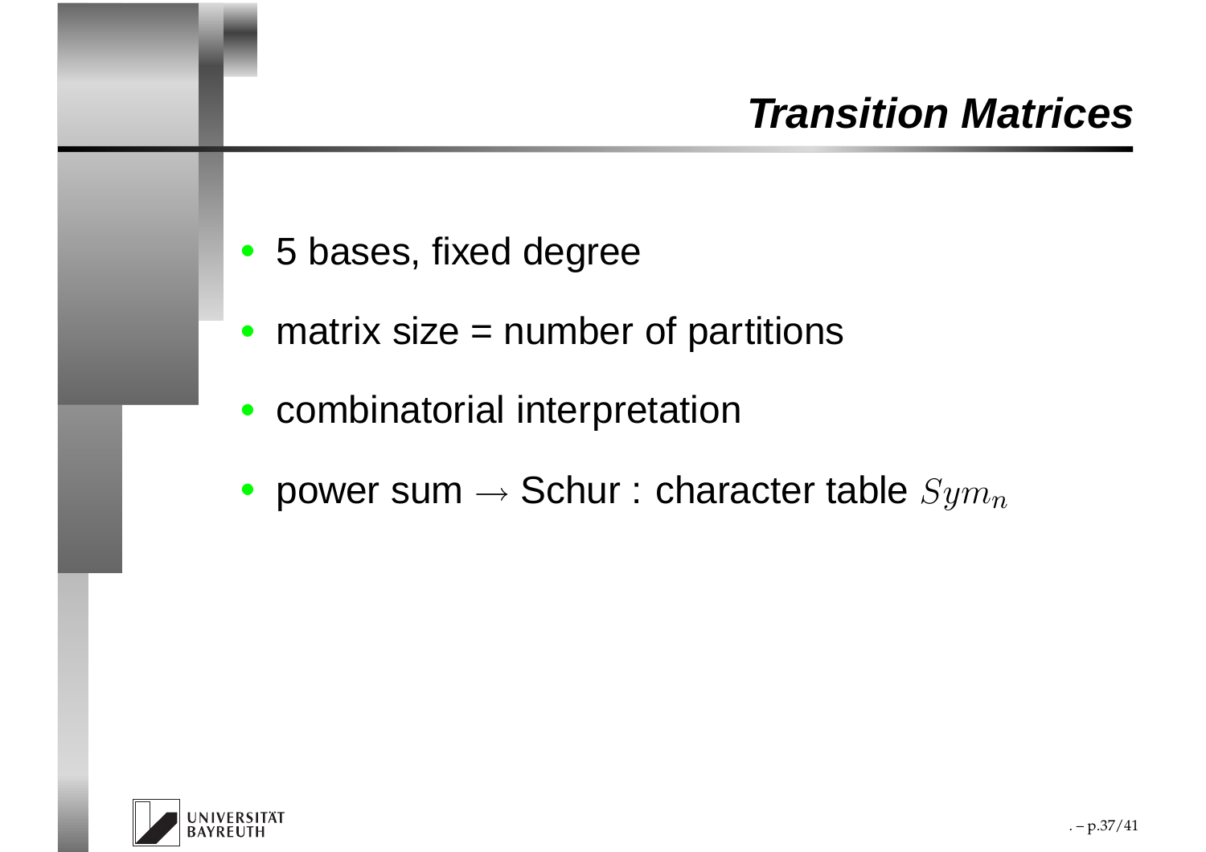# Transition Matrices

- 5 bases, fixed degree
- matrix size = number of partitions
- combinatorial interpretation
- power sum $\rightarrow$ Schur : character table $Sym_n$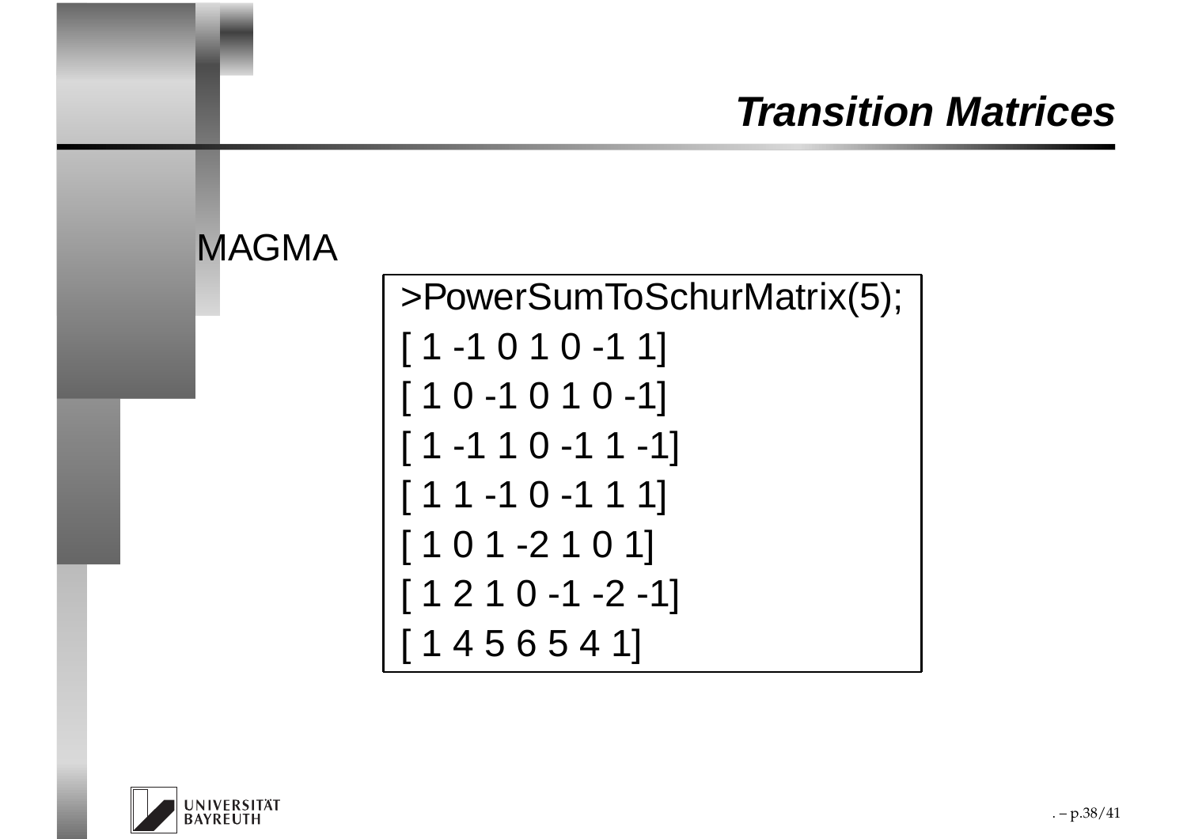## Transition Matrices

MAGMA

```
>PowerSumToSchurMatrix(5);
[ 1 -1 0 1 0 -1 1]
[ 1 0 -1 0 1 0 -1]
[ 1 -1 1 0 -1 1 -1]
[ 1 1 -1 0 -1 1 1]
[ 1 0 1 -2 1 0 1]
[ 1 2 1 0 -1 -2 -1]
[ 1 4 5 6 5 4 1]
```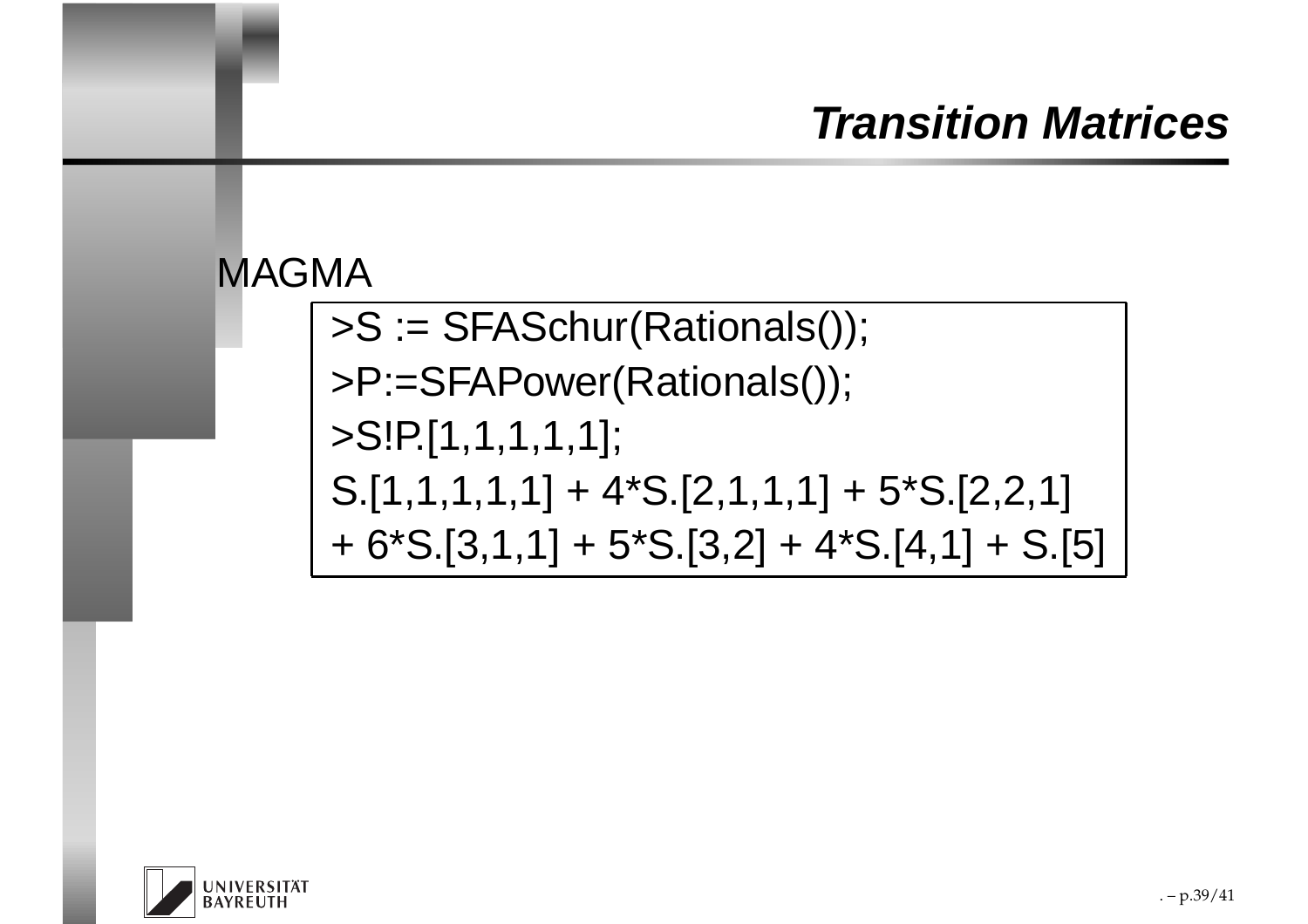# *Transition Matrices*

MAGMA

```
>S := SFASchur(Rationals());
>P:=SFAPower(Rationals());
>S!P.[1,1,1,1,1];
S.[1,1,1,1,1] + 4*S.[2,1,1,1] + 5*S.[2,2,1]
+ 6*S.[3,1,1] + 5*S.[3,2] + 4*S.[4,1] + S.[5]
```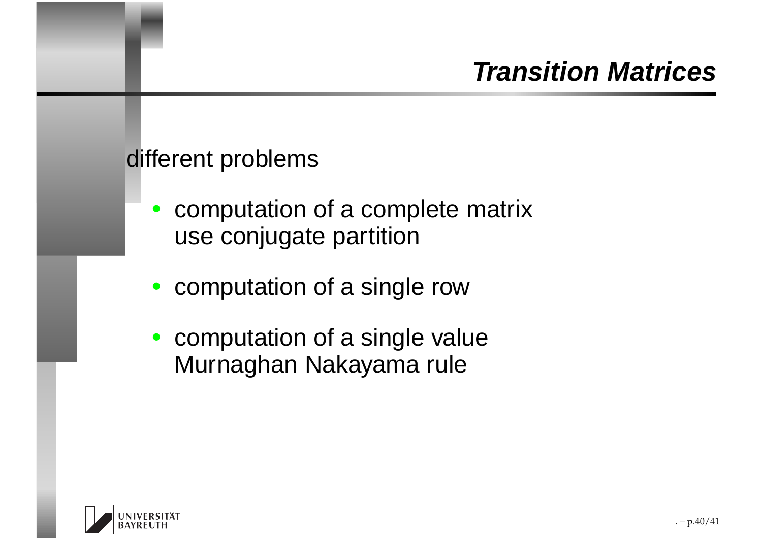# Transition Matrices

different problems

- computation of a complete matrix
  use conjugate partition
- computation of a single row
- computation of a single value
  Murnaghan Nakayama rule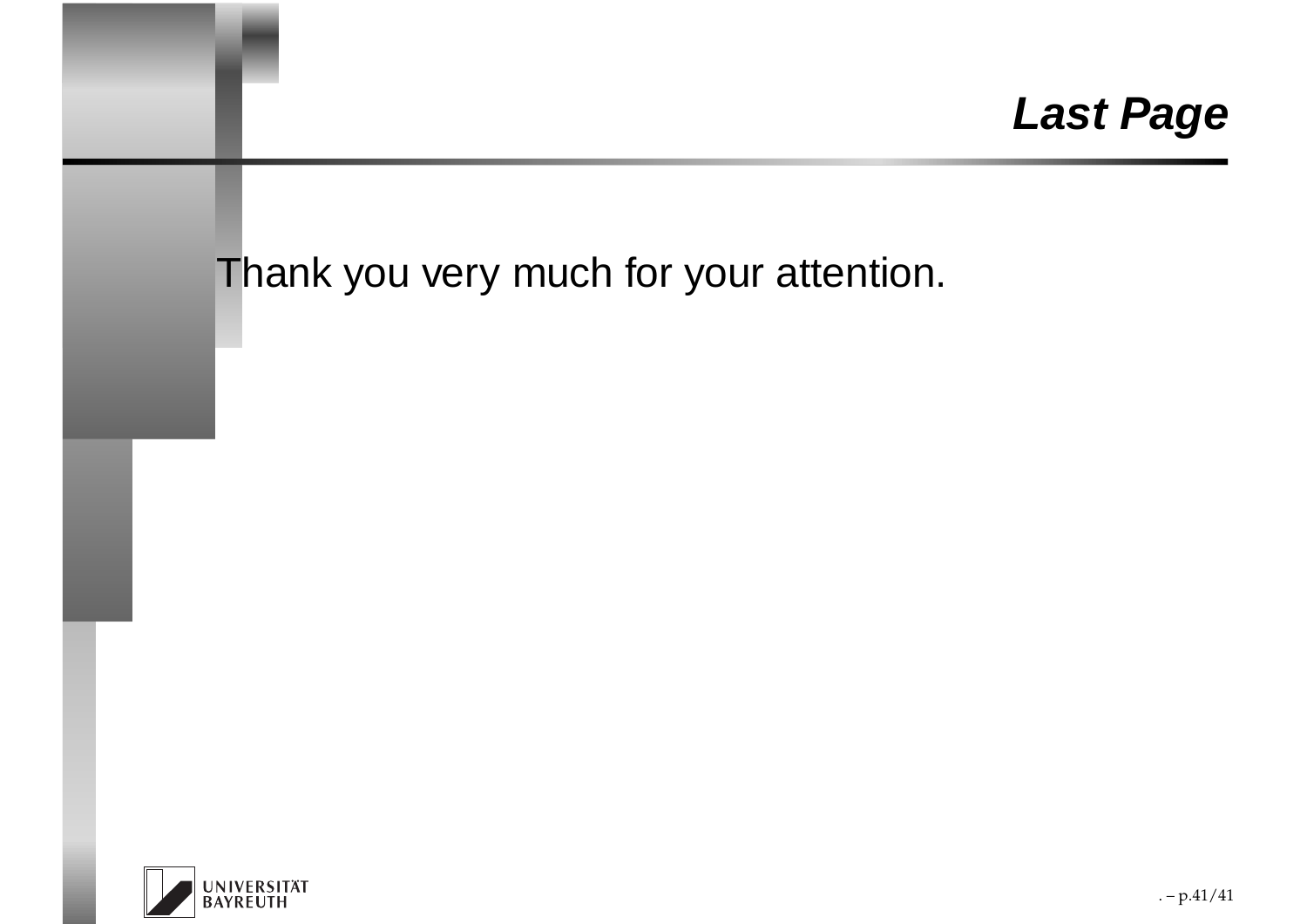## Last Page

Thank you very much for your attention.